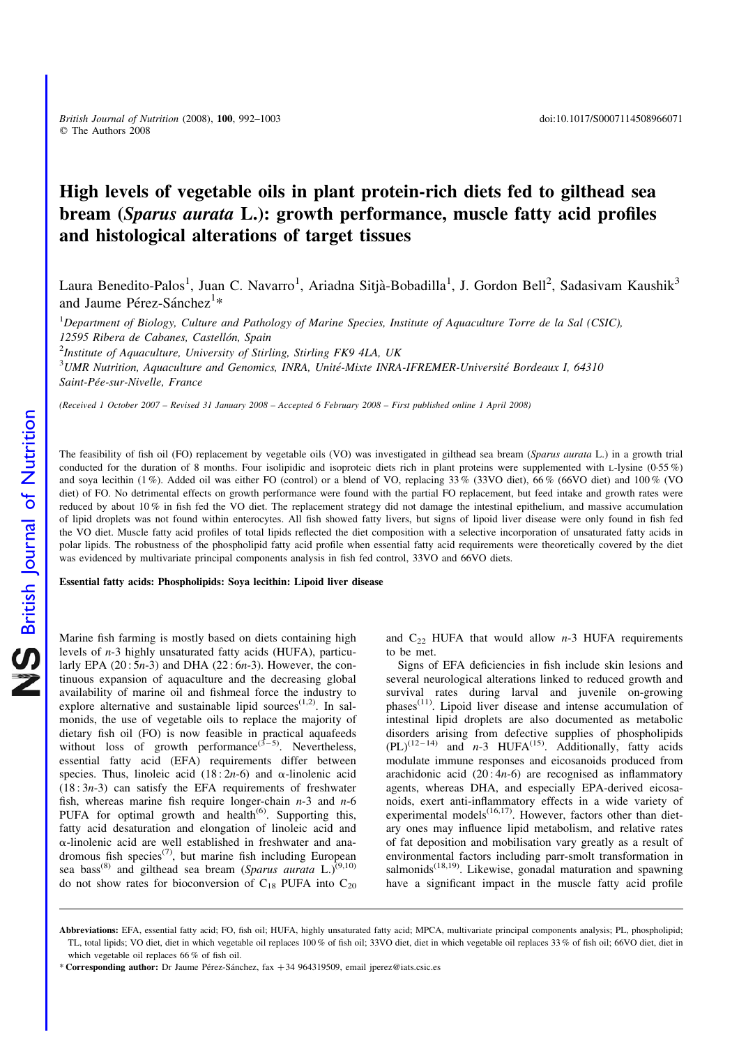# High levels of vegetable oils in plant protein-rich diets fed to gilthead sea bream (*Sparus aurata* L.): growth performance, muscle fatty acid profiles and histological alterations of target tissues

Laura Benedito-Palos[1], Juan C. Navarro[1], Ariadna Sitjà-Bobadilla[1], J. Gordon Bell[2], Sadasivam Kaushik[3] and Jaume Pérez-Sánchez[1]*

[1]*Department of Biology, Culture and Pathology of Marine Species, Institute of Aquaculture Torre de la Sal (CSIC), 12595 Ribera de Cabanes, Castellón, Spain*

[2]*Institute of Aquaculture, University of Stirling, Stirling FK9 4LA, UK*

[3]*UMR Nutrition, Aquaculture and Genomics, INRA, Unité-Mixte INRA-IFREMER-Université Bordeaux I, 64310 Saint-Pée-sur-Nivelle, France*

*(Received 1 October 2007 – Revised 31 January 2008 – Accepted 6 February 2008 – First published online 1 April 2008)*

The feasibility of fish oil (FO) replacement by vegetable oils (VO) was investigated in gilthead sea bream (*Sparus aurata* L.) in a growth trial conducted for the duration of 8 months. Four isolipidic and isoproteic diets rich in plant proteins were supplemented with L-lysine (0·55 %) and soya lecithin (1 %). Added oil was either FO (control) or a blend of VO, replacing 33 % (33VO diet), 66 % (66VO diet) and 100 % (VO diet) of FO. No detrimental effects on growth performance were found with the partial FO replacement, but feed intake and growth rates were reduced by about 10 % in fish fed the VO diet. The replacement strategy did not damage the intestinal epithelium, and massive accumulation of lipid droplets was not found within enterocytes. All fish showed fatty livers, but signs of lipoid liver disease were only found in fish fed the VO diet. Muscle fatty acid profiles of total lipids reflected the diet composition with a selective incorporation of unsaturated fatty acids in polar lipids. The robustness of the phospholipid fatty acid profile when essential fatty acid requirements were theoretically covered by the diet was evidenced by multivariate principal components analysis in fish fed control, 33VO and 66VO diets.

**Essential fatty acids: Phospholipids: Soya lecithin: Lipoid liver disease**

Marine fish farming is mostly based on diets containing high levels of *n*-3 highly unsaturated fatty acids (HUFA), particularly EPA (20 : 5*n*-3) and DHA (22 : 6*n*-3). However, the continuous expansion of aquaculture and the decreasing global availability of marine oil and fishmeal force the industry to explore alternative and sustainable lipid sources[1,2]. In salmonids, the use of vegetable oils to replace the majority of dietary fish oil (FO) is now feasible in practical aquafeeds without loss of growth performance[3–5]. Nevertheless, essential fatty acid (EFA) requirements differ between species. Thus, linoleic acid (18 : 2*n*-6) and α-linolenic acid (18 : 3*n*-3) can satisfy the EFA requirements of freshwater fish, whereas marine fish require longer-chain *n*-3 and *n*-6 PUFA for optimal growth and health[6]. Supporting this, fatty acid desaturation and elongation of linoleic acid and α-linolenic acid are well established in freshwater and anadromous fish species[7], but marine fish including European sea bass[8] and gilthead sea bream (*Sparus aurata* L.)[9,10] do not show rates for bioconversion of $C_{18}$ PUFA into $C_{20}$ and $C_{22}$ HUFA that would allow *n*-3 HUFA requirements to be met.

Signs of EFA deficiencies in fish include skin lesions and several neurological alterations linked to reduced growth and survival rates during larval and juvenile on-growing phases[11]. Lipoid liver disease and intense accumulation of intestinal lipid droplets are also documented as metabolic disorders arising from defective supplies of phospholipids (PL)[12–14] and *n*-3 HUFA[15]. Additionally, fatty acids modulate immune responses and eicosanoids produced from arachidonic acid (20 : 4*n*-6) are recognised as inflammatory agents, whereas DHA, and especially EPA-derived eicosanoids, exert anti-inflammatory effects in a wide variety of experimental models[16,17]. However, factors other than dietary ones may influence lipid metabolism, and relative rates of fat deposition and mobilisation vary greatly as a result of environmental factors including parr-smolt transformation in salmonids[18,19]. Likewise, gonadal maturation and spawning have a significant impact in the muscle fatty acid profile

---

**Abbreviations:** EFA, essential fatty acid; FO, fish oil; HUFA, highly unsaturated fatty acid; MPCA, multivariate principal components analysis; PL, phospholipid; TL, total lipids; VO diet, diet in which vegetable oil replaces 100 % of fish oil; 33VO diet, diet in which vegetable oil replaces 33 % of fish oil; 66VO diet, diet in which vegetable oil replaces 66 % of fish oil.

* **Corresponding author:** Dr Jaume Pérez-Sánchez, fax +34 964319509, email jperez@iats.csic.es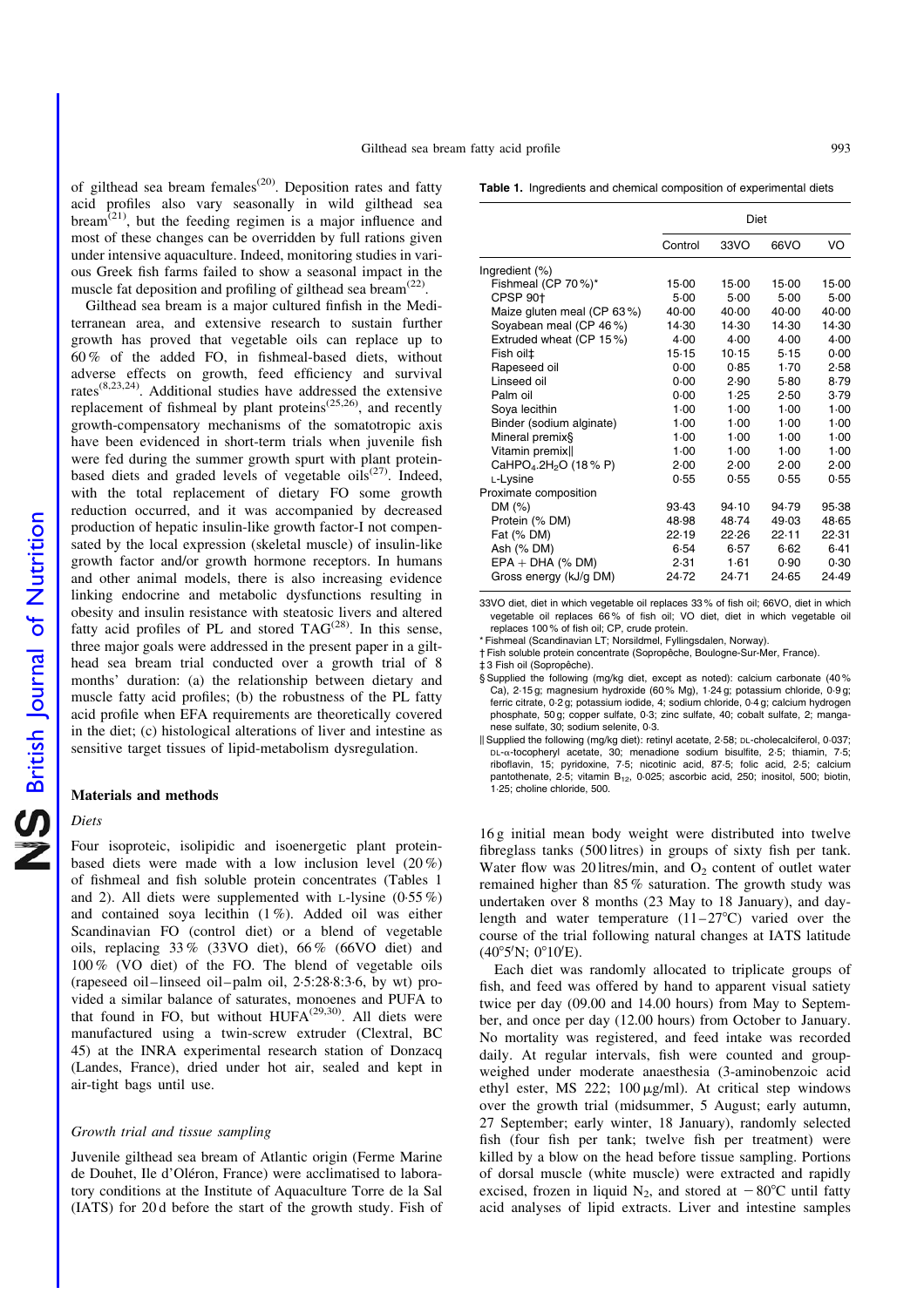of gilthead sea bream females[20]. Deposition rates and fatty acid profiles also vary seasonally in wild gilthead sea bream[21], but the feeding regimen is a major influence and most of these changes can be overridden by full rations given under intensive aquaculture. Indeed, monitoring studies in various Greek fish farms failed to show a seasonal impact in the muscle fat deposition and profiling of gilthead sea bream[22].

Gilthead sea bream is a major cultured finfish in the Mediterranean area, and extensive research to sustain further growth has proved that vegetable oils can replace up to 60 % of the added FO, in fishmeal-based diets, without adverse effects on growth, feed efficiency and survival rates[8,23,24]. Additional studies have addressed the extensive replacement of fishmeal by plant proteins[25,26], and recently growth-compensatory mechanisms of the somatotropic axis have been evidenced in short-term trials when juvenile fish were fed during the summer growth spurt with plant protein-based diets and graded levels of vegetable oils[27]. Indeed, with the total replacement of dietary FO some growth reduction occurred, and it was accompanied by decreased production of hepatic insulin-like growth factor-I not compensated by the local expression (skeletal muscle) of insulin-like growth factor and/or growth hormone receptors. In humans and other animal models, there is also increasing evidence linking endocrine and metabolic dysfunctions resulting in obesity and insulin resistance with steatosic livers and altered fatty acid profiles of PL and stored TAG[28]. In this sense, three major goals were addressed in the present paper in a gilthead sea bream trial conducted over a growth trial of 8 months' duration: (a) the relationship between dietary and muscle fatty acid profiles; (b) the robustness of the PL fatty acid profile when EFA requirements are theoretically covered in the diet; (c) histological alterations of liver and intestine as sensitive target tissues of lipid-metabolism dysregulation.

## Materials and methods

### *Diets*

Four isoproteic, isolipidic and isoenergetic plant protein-based diets were made with a low inclusion level (20 %) of fishmeal and fish soluble protein concentrates (Tables 1 and 2). All diets were supplemented with L-lysine (0·55 %) and contained soya lecithin (1 %). Added oil was either Scandinavian FO (control diet) or a blend of vegetable oils, replacing 33 % (33VO diet), 66 % (66VO diet) and 100 % (VO diet) of the FO. The blend of vegetable oils (rapeseed oil–linseed oil–palm oil, 2·5:28·8:3·6, by wt) provided a similar balance of saturates, monoenes and PUFA to that found in FO, but without HUFA[29,30]. All diets were manufactured using a twin-screw extruder (Clextral, BC 45) at the INRA experimental research station of Donzacq (Landes, France), dried under hot air, sealed and kept in air-tight bags until use.

### *Growth trial and tissue sampling*

Juvenile gilthead sea bream of Atlantic origin (Ferme Marine de Douhet, Ile d'Oléron, France) were acclimatised to laboratory conditions at the Institute of Aquaculture Torre de la Sal (IATS) for 20 d before the start of the growth study. Fish of 16 g initial mean body weight were distributed into twelve fibreglass tanks (500 litres) in groups of sixty fish per tank. Water flow was 20 litres/min, and $O_2$ content of outlet water remained higher than 85 % saturation. The growth study was undertaken over 8 months (23 May to 18 January), and day-length and water temperature (11–27°C) varied over the course of the trial following natural changes at IATS latitude (40°5′N; 0°10′E).

Each diet was randomly allocated to triplicate groups of fish, and feed was offered by hand to apparent visual satiety twice per day (09.00 and 14.00 hours) from May to September, and once per day (12.00 hours) from October to January. No mortality was registered, and feed intake was recorded daily. At regular intervals, fish were counted and group-weighed under moderate anaesthesia (3-aminobenzoic acid ethyl ester, MS 222; 100 μg/ml). At critical step windows over the growth trial (midsummer, 5 August; early autumn, 27 September; early winter, 18 January), randomly selected fish (four fish per tank; twelve fish per treatment) were killed by a blow on the head before tissue sampling. Portions of dorsal muscle (white muscle) were extracted and rapidly excised, frozen in liquid $N_2$, and stored at −80°C until fatty acid analyses of lipid extracts. Liver and intestine samples

**Table 1.** Ingredients and chemical composition of experimental diets

| | Diet | | | |
|---|---|---|---|---|
| | Control | 33VO | 66VO | VO |
| Ingredient (%) | | | | |
| Fishmeal (CP 70 %)* | 15·00 | 15·00 | 15·00 | 15·00 |
| CPSP 90† | 5·00 | 5·00 | 5·00 | 5·00 |
| Maize gluten meal (CP 63 %) | 40·00 | 40·00 | 40·00 | 40·00 |
| Soyabean meal (CP 46 %) | 14·30 | 14·30 | 14·30 | 14·30 |
| Extruded wheat (CP 15 %) | 4·00 | 4·00 | 4·00 | 4·00 |
| Fish oil‡ | 15·15 | 10·15 | 5·15 | 0·00 |
| Rapeseed oil | 0·00 | 0·85 | 1·70 | 2·58 |
| Linseed oil | 0·00 | 2·90 | 5·80 | 8·79 |
| Palm oil | 0·00 | 1·25 | 2·50 | 3·79 |
| Soya lecithin | 1·00 | 1·00 | 1·00 | 1·00 |
| Binder (sodium alginate) | 1·00 | 1·00 | 1·00 | 1·00 |
| Mineral premix§ | 1·00 | 1·00 | 1·00 | 1·00 |
| Vitamin premix‖ | 1·00 | 1·00 | 1·00 | 1·00 |
| $CaHPO_4.2H_2O$ (18 % P) | 2·00 | 2·00 | 2·00 | 2·00 |
| L-Lysine | 0·55 | 0·55 | 0·55 | 0·55 |
| Proximate composition | | | | |
| DM (%) | 93·43 | 94·10 | 94·79 | 95·38 |
| Protein (% DM) | 48·98 | 48·74 | 49·03 | 48·65 |
| Fat (% DM) | 22·19 | 22·26 | 22·11 | 22·31 |
| Ash (% DM) | 6·54 | 6·57 | 6·62 | 6·41 |
| EPA + DHA (% DM) | 2·31 | 1·61 | 0·90 | 0·30 |
| Gross energy (kJ/g DM) | 24·72 | 24·71 | 24·65 | 24·49 |

33VO diet, diet in which vegetable oil replaces 33 % of fish oil; 66VO, diet in which vegetable oil replaces 66 % of fish oil; VO diet, diet in which vegetable oil replaces 100 % of fish oil; CP, crude protein.

\* Fishmeal (Scandinavian LT; Norsildmel, Fyllingsdalen, Norway).

† Fish soluble protein concentrate (Sopropêche, Boulogne-Sur-Mer, France).

‡ 3 Fish oil (Sopropêche).

§ Supplied the following (mg/kg diet, except as noted): calcium carbonate (40 % Ca), 2·15 g; magnesium hydroxide (60 % Mg), 1·24 g; potassium chloride, 0·9 g; ferric citrate, 0·2 g; potassium iodide, 4; sodium chloride, 0·4 g; calcium hydrogen phosphate, 50 g; copper sulfate, 0·3; zinc sulfate, 40; cobalt sulfate, 2; manganese sulfate, 30; sodium selenite, 0·3.

‖ Supplied the following (mg/kg diet): retinyl acetate, 2·58; DL-cholecalciferol, 0·037; DL-α-tocopheryl acetate, 30; menadione sodium bisulfite, 2·5; thiamin, 7·5; riboflavin, 15; pyridoxine, 7·5; nicotinic acid, 87·5; folic acid, 2·5; calcium pantothenate, 2·5; vitamin $B_{12}$, 0·025; ascorbic acid, 250; inositol, 500; biotin, 1·25; choline chloride, 500.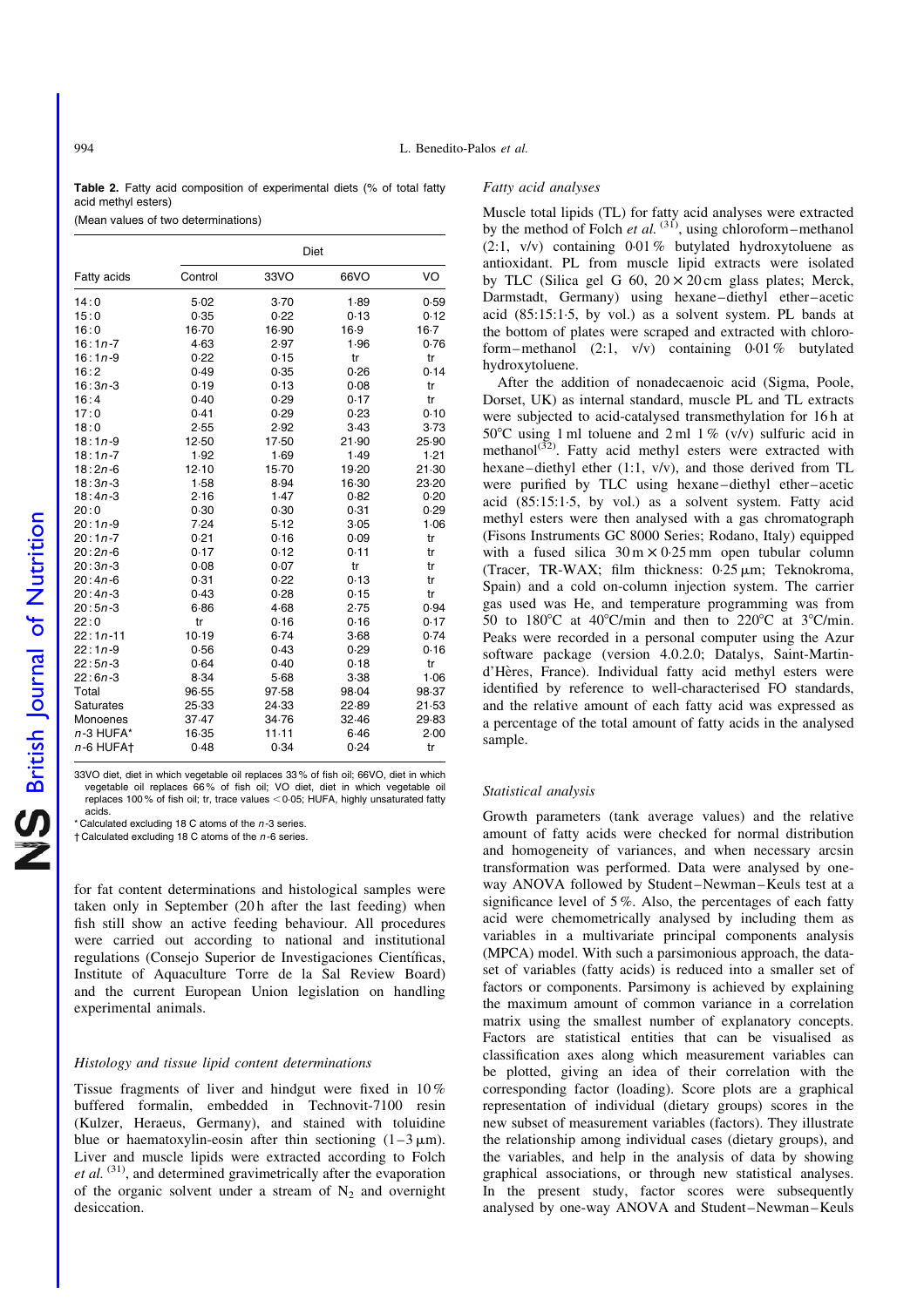**Table 2.** Fatty acid composition of experimental diets (% of total fatty acid methyl esters)

(Mean values of two determinations)

| Fatty acids | Diet | | | |
|---|---|---|---|---|
| | Control | 33VO | 66VO | VO |
| 14:0 | 5·02 | 3·70 | 1·89 | 0·59 |
| 15:0 | 0·35 | 0·22 | 0·13 | 0·12 |
| 16:0 | 16·70 | 16·90 | 16·9 | 16·7 |
| 16:1*n*-7 | 4·63 | 2·97 | 1·96 | 0·76 |
| 16:1*n*-9 | 0·22 | 0·15 | tr | tr |
| 16:2 | 0·49 | 0·35 | 0·26 | 0·14 |
| 16:3*n*-3 | 0·19 | 0·13 | 0·08 | tr |
| 16:4 | 0·40 | 0·29 | 0·17 | tr |
| 17:0 | 0·41 | 0·29 | 0·23 | 0·10 |
| 18:0 | 2·55 | 2·92 | 3·43 | 3·73 |
| 18:1*n*-9 | 12·50 | 17·50 | 21·90 | 25·90 |
| 18:1*n*-7 | 1·92 | 1·69 | 1·49 | 1·21 |
| 18:2*n*-6 | 12·10 | 15·70 | 19·20 | 21·30 |
| 18:3*n*-3 | 1·58 | 8·94 | 16·30 | 23·20 |
| 18:4*n*-3 | 2·16 | 1·47 | 0·82 | 0·20 |
| 20:0 | 0·30 | 0·30 | 0·31 | 0·29 |
| 20:1*n*-9 | 7·24 | 5·12 | 3·05 | 1·06 |
| 20:1*n*-7 | 0·21 | 0·16 | 0·09 | tr |
| 20:2*n*-6 | 0·17 | 0·12 | 0·11 | tr |
| 20:3*n*-3 | 0·08 | 0·07 | tr | tr |
| 20:4*n*-6 | 0·31 | 0·22 | 0·13 | tr |
| 20:4*n*-3 | 0·43 | 0·28 | 0·15 | tr |
| 20:5*n*-3 | 6·86 | 4·68 | 2·75 | 0·94 |
| 22:0 | tr | 0·16 | 0·16 | 0·17 |
| 22:1*n*-11 | 10·19 | 6·74 | 3·68 | 0·74 |
| 22:1*n*-9 | 0·56 | 0·43 | 0·29 | 0·16 |
| 22:5*n*-3 | 0·64 | 0·40 | 0·18 | tr |
| 22:6*n*-3 | 8·34 | 5·68 | 3·38 | 1·06 |
| Total | 96·55 | 97·58 | 98·04 | 98·37 |
| Saturates | 25·33 | 24·33 | 22·89 | 21·53 |
| Monoenes | 37·47 | 34·76 | 32·46 | 29·83 |
| *n*-3 HUFA* | 16·35 | 11·11 | 6·46 | 2·00 |
| *n*-6 HUFA† | 0·48 | 0·34 | 0·24 | tr |

33VO diet, diet in which vegetable oil replaces 33 % of fish oil; 66VO, diet in which vegetable oil replaces 66 % of fish oil; VO diet, diet in which vegetable oil replaces 100 % of fish oil; tr, trace values $<0·05$; HUFA, highly unsaturated fatty acids.

\* Calculated excluding 18 C atoms of the *n*-3 series.

† Calculated excluding 18 C atoms of the *n*-6 series.

for fat content determinations and histological samples were taken only in September (20 h after the last feeding) when fish still show an active feeding behaviour. All procedures were carried out according to national and institutional regulations (Consejo Superior de Investigaciones Científicas, Institute of Aquaculture Torre de la Sal Review Board) and the current European Union legislation on handling experimental animals.

### *Histology and tissue lipid content determinations*

Tissue fragments of liver and hindgut were fixed in 10 % buffered formalin, embedded in Technovit-7100 resin (Kulzer, Heraeus, Germany), and stained with toluidine blue or haematoxylin-eosin after thin sectioning (1–3 μm). Liver and muscle lipids were extracted according to Folch *et al.* [31], and determined gravimetrically after the evaporation of the organic solvent under a stream of $N_2$ and overnight desiccation.

### *Fatty acid analyses*

Muscle total lipids (TL) for fatty acid analyses were extracted by the method of Folch *et al.* [31], using chloroform–methanol (2:1, v/v) containing 0·01 % butylated hydroxytoluene as antioxidant. PL from muscle lipid extracts were isolated by TLC (Silica gel G 60, 20 × 20 cm glass plates; Merck, Darmstadt, Germany) using hexane–diethyl ether–acetic acid (85:15:1·5, by vol.) as a solvent system. PL bands at the bottom of plates were scraped and extracted with chloroform–methanol (2:1, v/v) containing 0·01 % butylated hydroxytoluene.

After the addition of nonadecaenoic acid (Sigma, Poole, Dorset, UK) as internal standard, muscle PL and TL extracts were subjected to acid-catalysed transmethylation for 16 h at 50°C using 1 ml toluene and 2 ml 1 % (v/v) sulfuric acid in methanol[32]. Fatty acid methyl esters were extracted with hexane–diethyl ether (1:1, v/v), and those derived from TL were purified by TLC using hexane–diethyl ether–acetic acid (85:15:1·5, by vol.) as a solvent system. Fatty acid methyl esters were then analysed with a gas chromatograph (Fisons Instruments GC 8000 Series; Rodano, Italy) equipped with a fused silica 30 m × 0·25 mm open tubular column (Tracer, TR-WAX; film thickness: 0·25 μm; Teknokroma, Spain) and a cold on-column injection system. The carrier gas used was He, and temperature programming was from 50 to 180°C at 40°C/min and then to 220°C at 3°C/min. Peaks were recorded in a personal computer using the Azur software package (version 4.0.2.0; Datalys, Saint-Martin-d'Hères, France). Individual fatty acid methyl esters were identified by reference to well-characterised FO standards, and the relative amount of each fatty acid was expressed as a percentage of the total amount of fatty acids in the analysed sample.

### *Statistical analysis*

Growth parameters (tank average values) and the relative amount of fatty acids were checked for normal distribution and homogeneity of variances, and when necessary arcsin transformation was performed. Data were analysed by one-way ANOVA followed by Student–Newman–Keuls test at a significance level of 5 %. Also, the percentages of each fatty acid were chemometrically analysed by including them as variables in a multivariate principal components analysis (MPCA) model. With such a parsimonious approach, the dataset of variables (fatty acids) is reduced into a smaller set of factors or components. Parsimony is achieved by explaining the maximum amount of common variance in a correlation matrix using the smallest number of explanatory concepts. Factors are statistical entities that can be visualised as classification axes along which measurement variables can be plotted, giving an idea of their correlation with the corresponding factor (loading). Score plots are a graphical representation of individual (dietary groups) scores in the new subset of measurement variables (factors). They illustrate the relationship among individual cases (dietary groups), and the variables, and help in the analysis of data by showing graphical associations, or through new statistical analyses. In the present study, factor scores were subsequently analysed by one-way ANOVA and Student–Newman–Keuls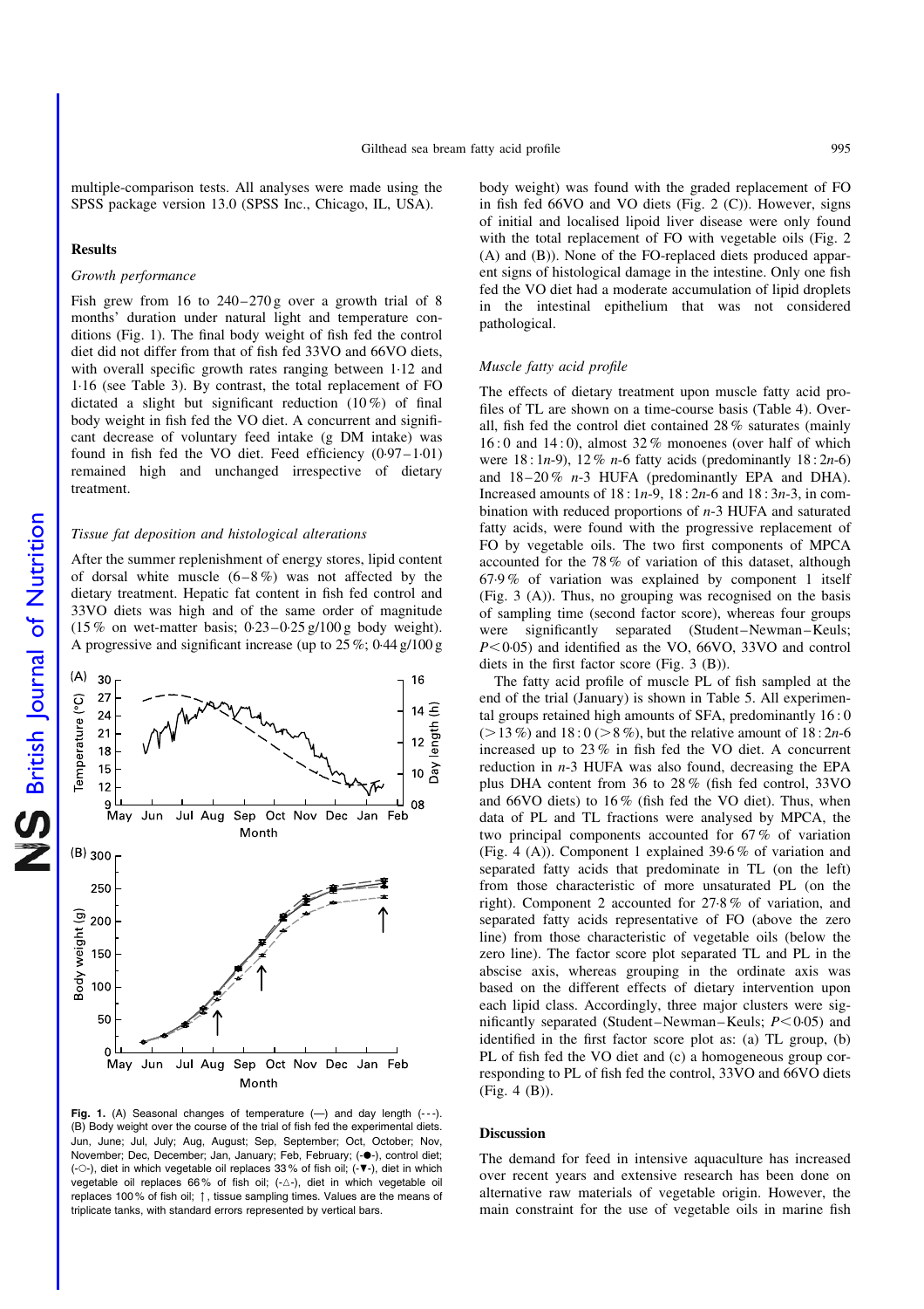multiple-comparison tests. All analyses were made using the SPSS package version 13.0 (SPSS Inc., Chicago, IL, USA).

## Results

### *Growth performance*

Fish grew from 16 to 240–270 g over a growth trial of 8 months' duration under natural light and temperature conditions (Fig. 1). The final body weight of fish fed the control diet did not differ from that of fish fed 33VO and 66VO diets, with overall specific growth rates ranging between 1·12 and 1·16 (see Table 3). By contrast, the total replacement of FO dictated a slight but significant reduction (10 %) of final body weight in fish fed the VO diet. A concurrent and significant decrease of voluntary feed intake (g DM intake) was found in fish fed the VO diet. Feed efficiency (0·97–1·01) remained high and unchanged irrespective of dietary treatment.

### *Tissue fat deposition and histological alterations*

After the summer replenishment of energy stores, lipid content of dorsal white muscle (6–8 %) was not affected by the dietary treatment. Hepatic fat content in fish fed control and 33VO diets was high and of the same order of magnitude (15 % on wet-matter basis; 0·23–0·25 g/100 g body weight). A progressive and significant increase (up to 25 %; 0·44 g/100 g body weight) was found with the graded replacement of FO in fish fed 66VO and VO diets (Fig. 2 (C)). However, signs of initial and localised lipoid liver disease were only found with the total replacement of FO with vegetable oils (Fig. 2 (A) and (B)). None of the FO-replaced diets produced apparent signs of histological damage in the intestine. Only one fish fed the VO diet had a moderate accumulation of lipid droplets in the intestinal epithelium that was not considered pathological.

**Fig. 1.** (A) Seasonal changes of temperature (—) and day length (---). (B) Body weight over the course of the trial of fish fed the experimental diets. Jun, June; Jul, July; Aug, August; Sep, September; Oct, October; Nov, November; Dec, December; Jan, January; Feb, February; (-●-), control diet; (-○-), diet in which vegetable oil replaces 33 % of fish oil; (-▼-), diet in which vegetable oil replaces 66 % of fish oil; (-△-), diet in which vegetable oil replaces 100 % of fish oil; ↑, tissue sampling times. Values are the means of triplicate tanks, with standard errors represented by vertical bars.

### *Muscle fatty acid profile*

The effects of dietary treatment upon muscle fatty acid profiles of TL are shown on a time-course basis (Table 4). Overall, fish fed the control diet contained 28 % saturates (mainly 16 : 0 and 14 : 0), almost 32 % monoenes (over half of which were 18 : 1*n*-9), 12 % *n*-6 fatty acids (predominantly 18 : 2*n*-6) and 18–20 % *n*-3 HUFA (predominantly EPA and DHA). Increased amounts of 18 : 1*n*-9, 18 : 2*n*-6 and 18 : 3*n*-3, in combination with reduced proportions of *n*-3 HUFA and saturated fatty acids, were found with the progressive replacement of FO by vegetable oils. The two first components of MPCA accounted for the 78 % of variation of this dataset, although 67·9 % of variation was explained by component 1 itself (Fig. 3 (A)). Thus, no grouping was recognised on the basis of sampling time (second factor score), whereas four groups were significantly separated (Student–Newman–Keuls; $P<0·05$) and identified as the VO, 66VO, 33VO and control diets in the first factor score (Fig. 3 (B)).

The fatty acid profile of muscle PL of fish sampled at the end of the trial (January) is shown in Table 5. All experimental groups retained high amounts of SFA, predominantly 16 : 0 (>13 %) and 18 : 0 (>8 %), but the relative amount of 18 : 2*n*-6 increased up to 23 % in fish fed the VO diet. A concurrent reduction in *n*-3 HUFA was also found, decreasing the EPA plus DHA content from 36 to 28 % (fish fed control, 33VO and 66VO diets) to 16 % (fish fed the VO diet). Thus, when data of PL and TL fractions were analysed by MPCA, the two principal components accounted for 67 % of variation (Fig. 4 (A)). Component 1 explained 39·6 % of variation and separated fatty acids that predominate in TL (on the left) from those characteristic of more unsaturated PL (on the right). Component 2 accounted for 27·8 % of variation, and separated fatty acids representative of FO (above the zero line) from those characteristic of vegetable oils (below the zero line). The factor score plot separated TL and PL in the abscise axis, whereas grouping in the ordinate axis was based on the different effects of dietary intervention upon each lipid class. Accordingly, three major clusters were significantly separated (Student–Newman–Keuls; $P<0·05$) and identified in the first factor score plot as: (a) TL group, (b) PL of fish fed the VO diet and (c) a homogeneous group corresponding to PL of fish fed the control, 33VO and 66VO diets (Fig. 4 (B)).

## Discussion

The demand for feed in intensive aquaculture has increased over recent years and extensive research has been done on alternative raw materials of vegetable origin. However, the main constraint for the use of vegetable oils in marine fish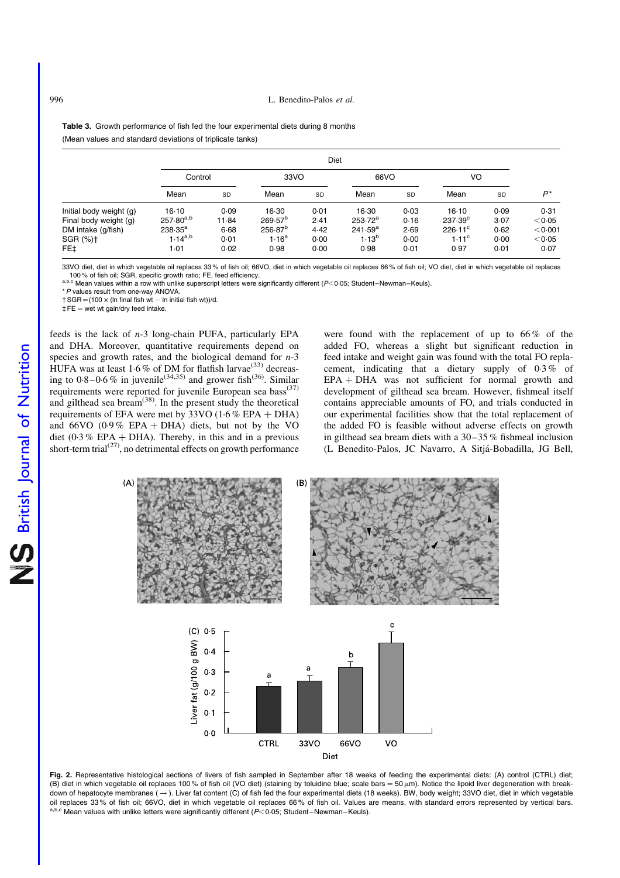**Table 3.** Growth performance of fish fed the four experimental diets during 8 months

(Mean values and standard deviations of triplicate tanks)

| | Diet | | | | | | | | |
|---|---|---|---|---|---|---|---|---|---|
| | Control | | 33VO | | 66VO | | VO | | |
| | Mean | SD | Mean | SD | Mean | SD | Mean | SD | $P$* |
| Initial body weight (g) | 16·10 | 0·09 | 16·30 | 0·01 | 16·30 | 0·03 | 16·10 | 0·09 | 0·31 |
| Final body weight (g) | 257·80[a,b] | 11·84 | 269·57[b] | 2·41 | 253·72[a] | 0·16 | 237·39[c] | 3·07 | <0·05 |
| DM intake (g/fish) | 238·35[a] | 6·68 | 256·87[b] | 4·42 | 241·59[a] | 2·69 | 226·11[c] | 0·62 | <0·001 |
| SGR (%)† | 1·14[a,b] | 0·01 | 1·16[a] | 0·00 | 1·13[b] | 0·00 | 1·11[c] | 0·00 | <0·05 |
| FE‡ | 1·01 | 0·02 | 0·98 | 0·00 | 0·98 | 0·01 | 0·97 | 0·01 | 0·07 |

33VO diet, diet in which vegetable oil replaces 33 % of fish oil; 66VO, diet in which vegetable oil replaces 66 % of fish oil; VO diet, diet in which vegetable oil replaces 100 % of fish oil; SGR, specific growth ratio; FE, feed efficiency.

a,b,c Mean values within a row with unlike superscript letters were significantly different ($P<0·05$; Student–Newman–Keuls).

\* $P$ values result from one-way ANOVA.

† SGR = (100 × (ln final fish wt − ln initial fish wt))/d.

‡ FE = wet wt gain/dry feed intake.

feeds is the lack of $n$-3 long-chain PUFA, particularly EPA and DHA. Moreover, quantitative requirements depend on species and growth rates, and the biological demand for $n$-3 HUFA was at least 1·6 % of DM for flatfish larvae[33] decreasing to 0·8–0·6 % in juvenile[34,35] and grower fish[36]. Similar requirements were reported for juvenile European sea bass[37] and gilthead sea bream[38]. In the present study the theoretical requirements of EFA were met by 33VO (1·6 % EPA + DHA) and 66VO (0·9 % EPA + DHA) diets, but not by the VO diet (0·3 % EPA + DHA). Thereby, in this and in a previous short-term trial[27], no detrimental effects on growth performance were found with the replacement of up to 66 % of the added FO, whereas a slight but significant reduction in feed intake and weight gain was found with the total FO replacement, indicating that a dietary supply of 0·3 % of EPA + DHA was not sufficient for normal growth and development of gilthead sea bream. However, fishmeal itself contains appreciable amounts of FO, and trials conducted in our experimental facilities show that the total replacement of the added FO is feasible without adverse effects on growth in gilthead sea bream diets with a 30–35 % fishmeal inclusion (L Benedito-Palos, JC Navarro, A Sitjá-Bobadilla, JG Bell,

**Fig. 2.** Representative histological sections of livers of fish sampled in September after 18 weeks of feeding the experimental diets: (A) control (CTRL) diet; (B) diet in which vegetable oil replaces 100 % of fish oil (VO diet) (staining by toluidine blue; scale bars = 50 μm). Notice the lipoid liver degeneration with breakdown of hepatocyte membranes (→). Liver fat content (C) of fish fed the four experimental diets (18 weeks). BW, body weight; 33VO diet, diet in which vegetable oil replaces 33 % of fish oil; 66VO, diet in which vegetable oil replaces 66 % of fish oil. Values are means, with standard errors represented by vertical bars. a,b,c Mean values with unlike letters were significantly different ($P<0·05$; Student–Newman–Keuls).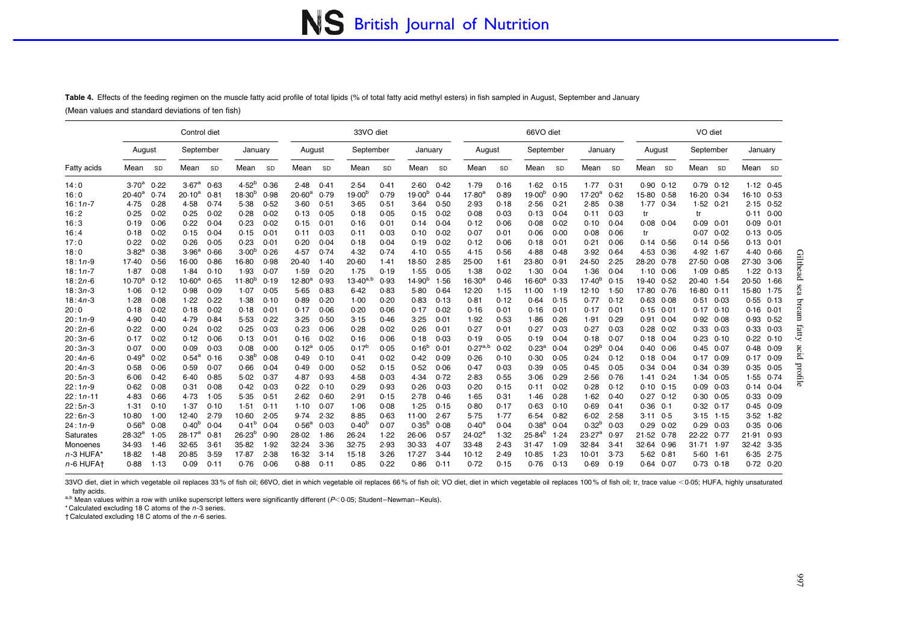**Table 4.** Effects of the feeding regimen on the muscle fatty acid profile of total lipids (% of total fatty acid methyl esters) in fish sampled in August, September and January

(Mean values and standard deviations of ten fish)

| | Control diet | | | | | | 33VO diet | | | | | | 66VO diet | | | | | | VO diet | | | | | |
|---|---|---|---|---|---|---|---|---|---|---|---|---|---|---|---|---|---|---|---|---|---|---|---|---|
| | August | | September | | January | | August | | September | | January | | August | | September | | January | | August | | September | | January | |
| Fatty acids | Mean | SD | Mean | SD | Mean | SD | Mean | SD | Mean | SD | Mean | SD | Mean | SD | Mean | SD | Mean | SD | Mean | SD | Mean | SD | Mean | SD |
| 14:0 | 3·70[a] | 0·22 | 3·67[a] | 0·63 | 4·52[b] | 0·36 | 2·48 | 0·41 | 2·54 | 0·41 | 2·60 | 0·42 | 1·79 | 0·16 | 1·62 | 0·15 | 1·77 | 0·31 | 0·90 | 0·12 | 0·79 | 0·12 | 1·12 | 0·45 |
| 16:0 | 20·40[a] | 0·74 | 20·10[a] | 0·81 | 18·30[b] | 0·98 | 20·60[a] | 0·79 | 19·00[b] | 0·79 | 19·00[b] | 0·44 | 17·80[a] | 0·89 | 19·00[b] | 0·90 | 17·20[a] | 0·62 | 15·80 | 0·58 | 16·20 | 0·34 | 16·10 | 0·53 |
| 16:1*n*-7 | 4·75 | 0·28 | 4·58 | 0·74 | 5·38 | 0·52 | 3·60 | 0·51 | 3·65 | 0·51 | 3·64 | 0·50 | 2·93 | 0·18 | 2·56 | 0·21 | 2·85 | 0·38 | 1·77 | 0·34 | 1·52 | 0·21 | 2·15 | 0·52 |
| 16:2 | 0·25 | 0·02 | 0·25 | 0·02 | 0·28 | 0·02 | 0·13 | 0·05 | 0·18 | 0·05 | 0·15 | 0·02 | 0·08 | 0·03 | 0·13 | 0·04 | 0·11 | 0·03 | tr | | tr | | 0·11 | 0·00 |
| 16:3 | 0·19 | 0·06 | 0·22 | 0·04 | 0·23 | 0·02 | 0·15 | 0·01 | 0·16 | 0·01 | 0·14 | 0·04 | 0·12 | 0·06 | 0·08 | 0·02 | 0·10 | 0·04 | 0·08 | 0·04 | 0·09 | 0·01 | 0·09 | 0·01 |
| 16:4 | 0·18 | 0·02 | 0·15 | 0·04 | 0·15 | 0·01 | 0·11 | 0·03 | 0·11 | 0·03 | 0·10 | 0·02 | 0·07 | 0·01 | 0·06 | 0·00 | 0·08 | 0·06 | tr | | 0·07 | 0·02 | 0·13 | 0·05 |
| 17:0 | 0·22 | 0·02 | 0·26 | 0·05 | 0·23 | 0·01 | 0·20 | 0·04 | 0·18 | 0·04 | 0·19 | 0·02 | 0·12 | 0·06 | 0·18 | 0·01 | 0·21 | 0·06 | 0·14 | 0·56 | 0·14 | 0·56 | 0·13 | 0·01 |
| 18:0 | 3·82[a] | 0·38 | 3·96[a] | 0·66 | 3·00[b] | 0·26 | 4·57 | 0·74 | 4·32 | 0·74 | 4·10 | 0·55 | 4·15 | 0·56 | 4·88 | 0·48 | 3·92 | 0·64 | 4·53 | 0·36 | 4·92 | 1·67 | 4·40 | 0·66 |
| 18:1*n*-9 | 17·40 | 0·56 | 16·00 | 0·86 | 16·80 | 0·98 | 20·40 | 1·40 | 20·60 | 1·41 | 18·50 | 2·85 | 25·00 | 1·61 | 23·80 | 0·91 | 24·50 | 2·25 | 28·20 | 0·78 | 27·50 | 0·08 | 27·30 | 3·06 |
| 18:1*n*-7 | 1·87 | 0·08 | 1·84 | 0·10 | 1·93 | 0·07 | 1·59 | 0·20 | 1·75 | 0·19 | 1·55 | 0·05 | 1·38 | 0·02 | 1·30 | 0·04 | 1·36 | 0·04 | 1·10 | 0·06 | 1·09 | 0·85 | 1·22 | 0·13 |
| 18:2*n*-6 | 10·70[a] | 0·12 | 10·60[a] | 0·65 | 11·80[b] | 0·19 | 12·80[a] | 0·93 | 13·40[a,b] | 0·93 | 14·90[b] | 1·56 | 16·30[a] | 0·46 | 16·60[a] | 0·33 | 17·40[b] | 0·15 | 19·40 | 0·52 | 20·40 | 1·54 | 20·50 | 1·66 |
| 18:3*n*-3 | 1·06 | 0·12 | 0·98 | 0·09 | 1·07 | 0·05 | 5·65 | 0·83 | 6·42 | 0·83 | 5·80 | 0·64 | 12·20 | 1·15 | 11·00 | 1·19 | 12·10 | 1·50 | 17·80 | 0·76 | 16·80 | 0·11 | 15·80 | 1·75 |
| 18:4*n*-3 | 1·28 | 0·08 | 1·22 | 0·22 | 1·38 | 0·10 | 0·89 | 0·20 | 1·00 | 0·20 | 0·83 | 0·13 | 0·81 | 0·12 | 0·64 | 0·15 | 0·77 | 0·12 | 0·63 | 0·08 | 0·51 | 0·03 | 0·55 | 0·13 |
| 20:0 | 0·18 | 0·02 | 0·18 | 0·02 | 0·18 | 0·01 | 0·17 | 0·06 | 0·20 | 0·06 | 0·17 | 0·02 | 0·16 | 0·01 | 0·16 | 0·01 | 0·17 | 0·01 | 0·15 | 0·01 | 0·17 | 0·10 | 0·16 | 0·01 |
| 20:1*n*-9 | 4·90 | 0·40 | 4·79 | 0·84 | 5·53 | 0·22 | 3·25 | 0·50 | 3·15 | 0·46 | 3·25 | 0·01 | 1·92 | 0·53 | 1·86 | 0·26 | 1·91 | 0·29 | 0·91 | 0·04 | 0·92 | 0·08 | 0·93 | 0·52 |
| 20:2*n*-6 | 0·22 | 0·00 | 0·24 | 0·02 | 0·25 | 0·03 | 0·23 | 0·06 | 0·28 | 0·02 | 0·26 | 0·01 | 0·27 | 0·01 | 0·27 | 0·03 | 0·27 | 0·03 | 0·28 | 0·02 | 0·33 | 0·03 | 0·33 | 0·03 |
| 20:3*n*-6 | 0·17 | 0·02 | 0·12 | 0·06 | 0·13 | 0·01 | 0·16 | 0·02 | 0·16 | 0·06 | 0·18 | 0·03 | 0·19 | 0·05 | 0·19 | 0·04 | 0·18 | 0·07 | 0·18 | 0·04 | 0·23 | 0·10 | 0·22 | 0·10 |
| 20:3*n*-3 | 0·07 | 0·00 | 0·09 | 0·03 | 0·08 | 0·00 | 0·12[a] | 0·05 | 0·17[b] | 0·05 | 0·16[b] | 0·01 | 0·27[a,b] | 0·02 | 0·23[a] | 0·04 | 0·29[b] | 0·04 | 0·40 | 0·06 | 0·45 | 0·07 | 0·48 | 0·09 |
| 20:4*n*-6 | 0·49[a] | 0·02 | 0·54[a] | 0·16 | 0·38[b] | 0·08 | 0·49 | 0·10 | 0·41 | 0·02 | 0·42 | 0·09 | 0·26 | 0·10 | 0·30 | 0·05 | 0·24 | 0·12 | 0·18 | 0·04 | 0·17 | 0·09 | 0·17 | 0·09 |
| 20:4*n*-3 | 0·58 | 0·06 | 0·59 | 0·07 | 0·66 | 0·04 | 0·49 | 0·00 | 0·52 | 0·15 | 0·52 | 0·06 | 0·47 | 0·03 | 0·39 | 0·05 | 0·45 | 0·05 | 0·34 | 0·04 | 0·34 | 0·39 | 0·35 | 0·05 |
| 20:5*n*-3 | 6·06 | 0·42 | 6·40 | 0·85 | 5·02 | 0·37 | 4·87 | 0·93 | 4·58 | 0·03 | 4·34 | 0·72 | 2·83 | 0·55 | 3·06 | 0·29 | 2·56 | 0·76 | 1·41 | 0·24 | 1·34 | 0·05 | 1·55 | 0·74 |
| 22:1*n*-9 | 0·62 | 0·08 | 0·31 | 0·08 | 0·42 | 0·03 | 0·22 | 0·10 | 0·29 | 0·93 | 0·26 | 0·03 | 0·20 | 0·15 | 0·11 | 0·02 | 0·28 | 0·12 | 0·10 | 0·15 | 0·09 | 0·03 | 0·14 | 0·04 |
| 22:1*n*-11 | 4·83 | 0·66 | 4·73 | 1·05 | 5·35 | 0·51 | 2·62 | 0·60 | 2·91 | 0·15 | 2·78 | 0·46 | 1·65 | 0·31 | 1·46 | 0·28 | 1·62 | 0·40 | 0·27 | 0·12 | 0·30 | 0·05 | 0·33 | 0·09 |
| 22:5*n*-3 | 1·31 | 0·10 | 1·37 | 0·10 | 1·51 | 0·11 | 1·10 | 0·07 | 1·06 | 0·08 | 1·25 | 0·15 | 0·80 | 0·17 | 0·63 | 0·10 | 0·69 | 0·41 | 0·36 | 0·1 | 0·32 | 0·17 | 0·45 | 0·09 |
| 22:6*n*-3 | 10·80 | 1·00 | 12·40 | 2·79 | 10·60 | 2·05 | 9·74 | 2·32 | 8·85 | 0·63 | 11·00 | 2·67 | 5·75 | 1·77 | 6·54 | 0·82 | 6·02 | 2·58 | 3·11 | 0·5 | 3·15 | 1·15 | 3·52 | 1·82 |
| 24:1*n*-9 | 0·56[a] | 0·08 | 0·40[b] | 0·04 | 0·41[b] | 0·04 | 0·56[a] | 0·03 | 0·40[b] | 0·07 | 0·35[b] | 0·08 | 0·40[a] | 0·04 | 0·38[a] | 0·04 | 0·32[b] | 0·03 | 0·29 | 0·02 | 0·29 | 0·03 | 0·35 | 0·06 |
| Saturates | 28·32[a] | 1·05 | 28·17[a] | 0·81 | 26·23[b] | 0·90 | 28·02 | 1·86 | 26·24 | 1·22 | 26·06 | 0·57 | 24·02[a] | 1·32 | 25·84[b] | 1·24 | 23·27[a] | 0·97 | 21·52 | 0·78 | 22·22 | 0·77 | 21·91 | 0·93 |
| Monoenes | 34·93 | 1·46 | 32·65 | 3·61 | 35·82 | 1·92 | 32·24 | 3·36 | 32·75 | 2·93 | 30·33 | 4·07 | 33·48 | 2·43 | 31·47 | 1·09 | 32·84 | 3·41 | 32·64 | 0·96 | 31·71 | 1·97 | 32·42 | 3·35 |
| *n*-3 HUFA* | 18·82 | 1·48 | 20·85 | 3·59 | 17·87 | 2·38 | 16·32 | 3·14 | 15·18 | 3·26 | 17·27 | 3·44 | 10·12 | 2·49 | 10·85 | 1·23 | 10·01 | 3·73 | 5·62 | 0·81 | 5·60 | 1·61 | 6·35 | 2·75 |
| *n*-6 HUFA† | 0·88 | 1·13 | 0·09 | 0·11 | 0·76 | 0·06 | 0·88 | 0·11 | 0·85 | 0·22 | 0·86 | 0·11 | 0·72 | 0·15 | 0·76 | 0·13 | 0·69 | 0·19 | 0·64 | 0·07 | 0·73 | 0·18 | 0·72 | 0·20 |

33VO diet, diet in which vegetable oil replaces 33 % of fish oil; 66VO, diet in which vegetable oil replaces 66 % of fish oil; VO diet, diet in which vegetable oil replaces 100 % of fish oil; tr, trace value <0·05; HUFA, highly unsaturated fatty acids.

[a,b] Mean values within a row with unlike superscript letters were significantly different ($P<0·05$; Student–Newman–Keuls).

\* Calculated excluding 18 C atoms of the *n*-3 series.

† Calculated excluding 18 C atoms of the *n*-6 series.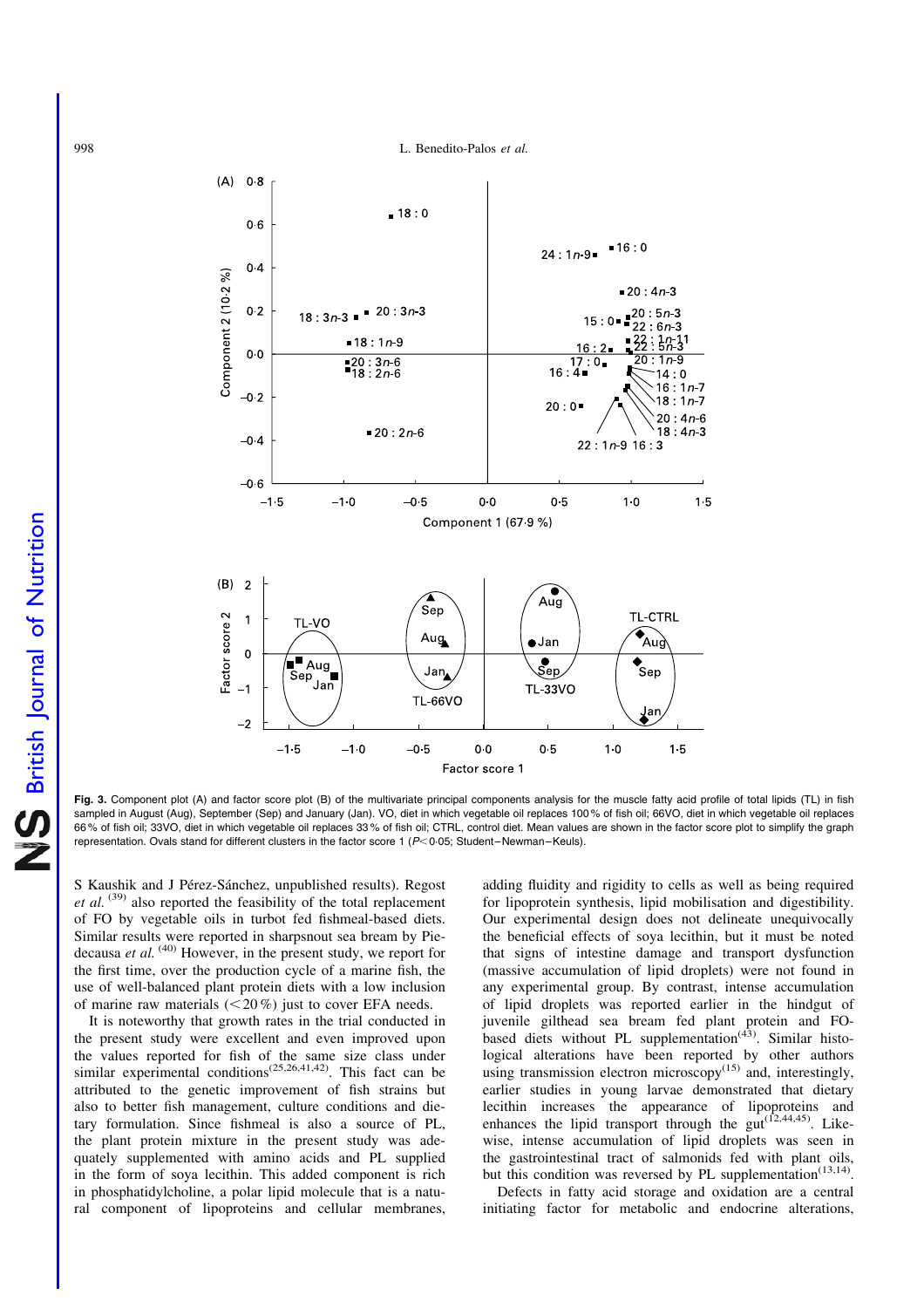Fig. 3. Component plot (A) and factor score plot (B) of the multivariate principal components analysis for the muscle fatty acid profile of total lipids (TL) in fish sampled in August (Aug), September (Sep) and January (Jan). VO, diet in which vegetable oil replaces 100 % of fish oil; 66VO, diet in which vegetable oil replaces 66 % of fish oil; 33VO, diet in which vegetable oil replaces 33 % of fish oil; CTRL, control diet. Mean values are shown in the factor score plot to simplify the graph representation. Ovals stand for different clusters in the factor score 1 ($P<0·05$; Student–Newman–Keuls).

S Kaushik and J Pérez-Sánchez, unpublished results). Regost *et al.* [39] also reported the feasibility of the total replacement of FO by vegetable oils in turbot fed fishmeal-based diets. Similar results were reported in sharpsnout sea bream by Piedecausa *et al.* [40] However, in the present study, we report for the first time, over the production cycle of a marine fish, the use of well-balanced plant protein diets with a low inclusion of marine raw materials ($<20$ %) just to cover EFA needs.

It is noteworthy that growth rates in the trial conducted in the present study were excellent and even improved upon the values reported for fish of the same size class under similar experimental conditions[25,26,41,42]. This fact can be attributed to the genetic improvement of fish strains but also to better fish management, culture conditions and dietary formulation. Since fishmeal is also a source of PL, the plant protein mixture in the present study was adequately supplemented with amino acids and PL supplied in the form of soya lecithin. This added component is rich in phosphatidylcholine, a polar lipid molecule that is a natural component of lipoproteins and cellular membranes, adding fluidity and rigidity to cells as well as being required for lipoprotein synthesis, lipid mobilisation and digestibility. Our experimental design does not delineate unequivocally the beneficial effects of soya lecithin, but it must be noted that signs of intestine damage and transport dysfunction (massive accumulation of lipid droplets) were not found in any experimental group. By contrast, intense accumulation of lipid droplets was reported earlier in the hindgut of juvenile gilthead sea bream fed plant protein and FO-based diets without PL supplementation[43]. Similar histological alterations have been reported by other authors using transmission electron microscopy[15] and, interestingly, earlier studies in young larvae demonstrated that dietary lecithin increases the appearance of lipoproteins and enhances the lipid transport through the gut[12,44,45]. Likewise, intense accumulation of lipid droplets was seen in the gastrointestinal tract of salmonids fed with plant oils, but this condition was reversed by PL supplementation[13,14].

Defects in fatty acid storage and oxidation are a central initiating factor for metabolic and endocrine alterations,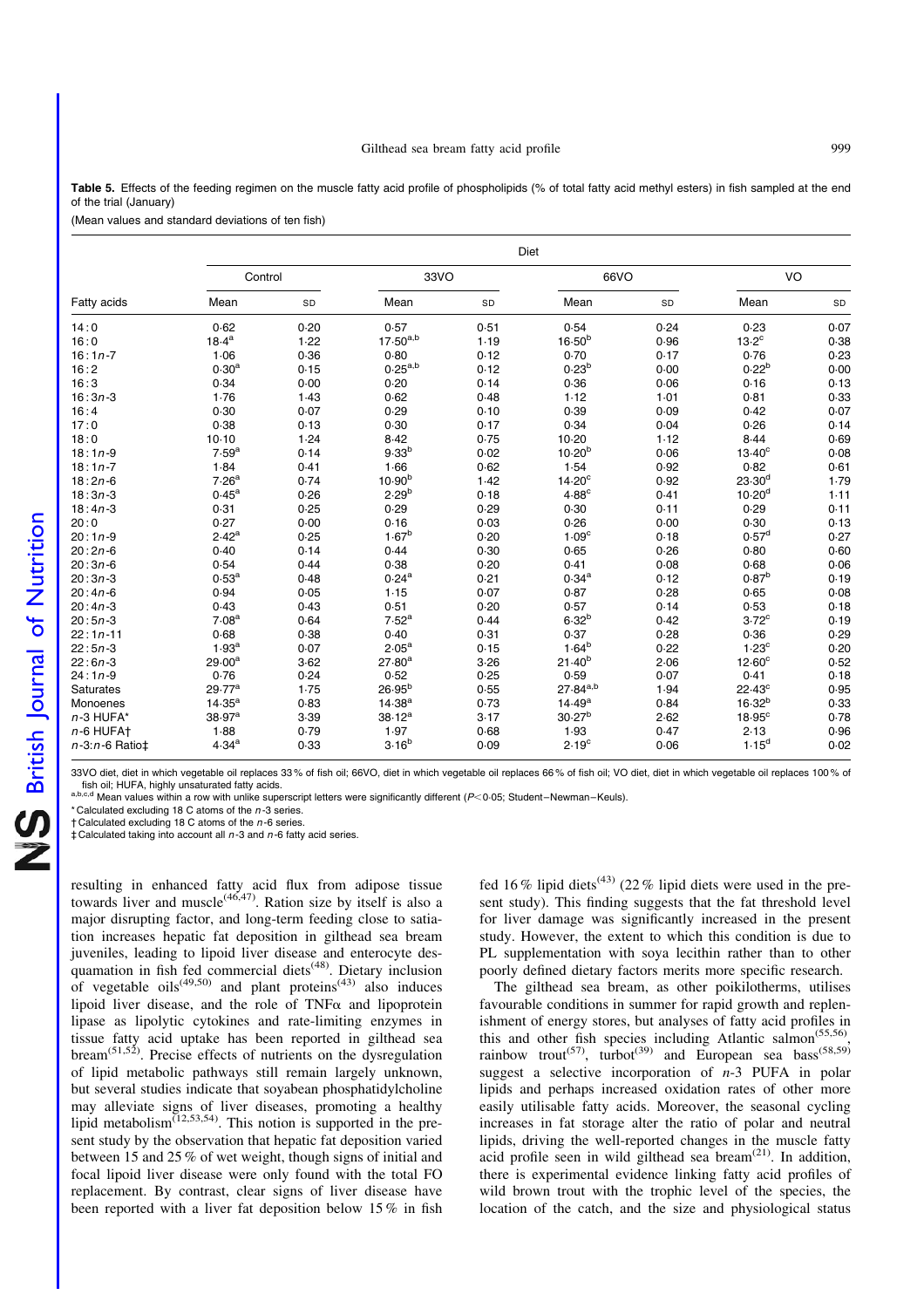**Table 5.** Effects of the feeding regimen on the muscle fatty acid profile of phospholipids (% of total fatty acid methyl esters) in fish sampled at the end of the trial (January)

(Mean values and standard deviations of ten fish)

| | Diet | | | | | | | |
|---|---|---|---|---|---|---|---|---|
| | Control | | 33VO | | 66VO | | VO | |
| Fatty acids | Mean | SD | Mean | SD | Mean | SD | Mean | SD |
| 14 : 0 | 0·62 | 0·20 | 0·57 | 0·51 | 0·54 | 0·24 | 0·23 | 0·07 |
| 16 : 0 | 18·4[a] | 1·22 | 17·50[a,b] | 1·19 | 16·50[b] | 0·96 | 13·2[c] | 0·38 |
| 16 : 1*n*-7 | 1·06 | 0·36 | 0·80 | 0·12 | 0·70 | 0·17 | 0·76 | 0·23 |
| 16 : 2 | 0·30[a] | 0·15 | 0·25[a,b] | 0·12 | 0·23[b] | 0·00 | 0·22[b] | 0·00 |
| 16 : 3 | 0·34 | 0·00 | 0·20 | 0·14 | 0·36 | 0·06 | 0·16 | 0·13 |
| 16 : 3*n*-3 | 1·76 | 1·43 | 0·62 | 0·48 | 1·12 | 1·01 | 0·81 | 0·33 |
| 16 : 4 | 0·30 | 0·07 | 0·29 | 0·10 | 0·39 | 0·09 | 0·42 | 0·07 |
| 17 : 0 | 0·38 | 0·13 | 0·30 | 0·17 | 0·34 | 0·04 | 0·26 | 0·14 |
| 18 : 0 | 10·10 | 1·24 | 8·42 | 0·75 | 10·20 | 1·12 | 8·44 | 0·69 |
| 18 : 1*n*-9 | 7·59[a] | 0·14 | 9·33[b] | 0·02 | 10·20[b] | 0·06 | 13·40[c] | 0·08 |
| 18 : 1*n*-7 | 1·84 | 0·41 | 1·66 | 0·62 | 1·54 | 0·92 | 0·82 | 0·61 |
| 18 : 2*n*-6 | 7·26[a] | 0·74 | 10·90[b] | 1·42 | 14·20[c] | 0·92 | 23·30[d] | 1·79 |
| 18 : 3*n*-3 | 0·45[a] | 0·26 | 2·29[b] | 0·18 | 4·88[c] | 0·41 | 10·20[d] | 1·11 |
| 18 : 4*n*-3 | 0·31 | 0·25 | 0·29 | 0·29 | 0·30 | 0·11 | 0·29 | 0·11 |
| 20 : 0 | 0·27 | 0·00 | 0·16 | 0·03 | 0·26 | 0·00 | 0·30 | 0·13 |
| 20 : 1*n*-9 | 2·42[a] | 0·25 | 1·67[b] | 0·20 | 1·09[c] | 0·18 | 0·57[d] | 0·27 |
| 20 : 2*n*-6 | 0·40 | 0·14 | 0·44 | 0·30 | 0·65 | 0·26 | 0·80 | 0·60 |
| 20 : 3*n*-6 | 0·54 | 0·44 | 0·38 | 0·20 | 0·41 | 0·08 | 0·68 | 0·06 |
| 20 : 3*n*-3 | 0·53[a] | 0·48 | 0·24[a] | 0·21 | 0·34[a] | 0·12 | 0·87[b] | 0·19 |
| 20 : 4*n*-6 | 0·94 | 0·05 | 1·15 | 0·07 | 0·87 | 0·28 | 0·65 | 0·08 |
| 20 : 4*n*-3 | 0·43 | 0·43 | 0·51 | 0·20 | 0·57 | 0·14 | 0·53 | 0·18 |
| 20 : 5*n*-3 | 7·08[a] | 0·64 | 7·52[a] | 0·44 | 6·32[b] | 0·42 | 3·72[c] | 0·19 |
| 22 : 1*n*-11 | 0·68 | 0·38 | 0·40 | 0·31 | 0·37 | 0·28 | 0·36 | 0·29 |
| 22 : 5*n*-3 | 1·93[a] | 0·07 | 2·05[a] | 0·15 | 1·64[b] | 0·22 | 1·23[c] | 0·20 |
| 22 : 6*n*-3 | 29·00[a] | 3·62 | 27·80[a] | 3·26 | 21·40[b] | 2·06 | 12·60[c] | 0·52 |
| 24 : 1*n*-9 | 0·76 | 0·24 | 0·52 | 0·25 | 0·59 | 0·07 | 0·41 | 0·18 |
| Saturates | 29·77[a] | 1·75 | 26·95[b] | 0·55 | 27·84[a,b] | 1·94 | 22·43[c] | 0·95 |
| Monoenes | 14·35[a] | 0·83 | 14·38[a] | 0·73 | 14·49[a] | 0·84 | 16·32[b] | 0·33 |
| *n*-3 HUFA* | 38·97[a] | 3·39 | 38·12[a] | 3·17 | 30·27[b] | 2·62 | 18·95[c] | 0·78 |
| *n*-6 HUFA† | 1·88 | 0·79 | 1·97 | 0·68 | 1·93 | 0·47 | 2·13 | 0·96 |
| *n*-3:*n*-6 Ratio‡ | 4·34[a] | 0·33 | 3·16[b] | 0·09 | 2·19[c] | 0·06 | 1·15[d] | 0·02 |

33VO diet, diet in which vegetable oil replaces 33 % of fish oil; 66VO, diet in which vegetable oil replaces 66 % of fish oil; VO diet, diet in which vegetable oil replaces 100 % of fish oil; HUFA, highly unsaturated fatty acids.

a,b,c,d Mean values within a row with unlike superscript letters were significantly different ($P<0·05$; Student–Newman–Keuls).

\* Calculated excluding 18 C atoms of the *n*-3 series.

† Calculated excluding 18 C atoms of the *n*-6 series.

‡ Calculated taking into account all *n*-3 and *n*-6 fatty acid series.

resulting in enhanced fatty acid flux from adipose tissue towards liver and muscle[46,47]. Ration size by itself is also a major disrupting factor, and long-term feeding close to satiation increases hepatic fat deposition in gilthead sea bream juveniles, leading to lipoid liver disease and enterocyte desquamation in fish fed commercial diets[48]. Dietary inclusion of vegetable oils[49,50] and plant proteins[43] also induces lipoid liver disease, and the role of TNFα and lipoprotein lipase as lipolytic cytokines and rate-limiting enzymes in tissue fatty acid uptake has been reported in gilthead sea bream[51,52]. Precise effects of nutrients on the dysregulation of lipid metabolic pathways still remain largely unknown, but several studies indicate that soyabean phosphatidylcholine may alleviate signs of liver diseases, promoting a healthy lipid metabolism[12,53,54]. This notion is supported in the present study by the observation that hepatic fat deposition varied between 15 and 25 % of wet weight, though signs of initial and focal lipoid liver disease were only found with the total FO replacement. By contrast, clear signs of liver disease have been reported with a liver fat deposition below 15 % in fish fed 16 % lipid diets[43] (22 % lipid diets were used in the present study). This finding suggests that the fat threshold level for liver damage was significantly increased in the present study. However, the extent to which this condition is due to PL supplementation with soya lecithin rather than to other poorly defined dietary factors merits more specific research.

The gilthead sea bream, as other poikilotherms, utilises favourable conditions in summer for rapid growth and replenishment of energy stores, but analyses of fatty acid profiles in this and other fish species including Atlantic salmon[55,56], rainbow trout[57], turbot[39] and European sea bass[58,59] suggest a selective incorporation of *n*-3 PUFA in polar lipids and perhaps increased oxidation rates of other more easily utilisable fatty acids. Moreover, the seasonal cycling increases in fat storage alter the ratio of polar and neutral lipids, driving the well-reported changes in the muscle fatty acid profile seen in wild gilthead sea bream[21]. In addition, there is experimental evidence linking fatty acid profiles of wild brown trout with the trophic level of the species, the location of the catch, and the size and physiological status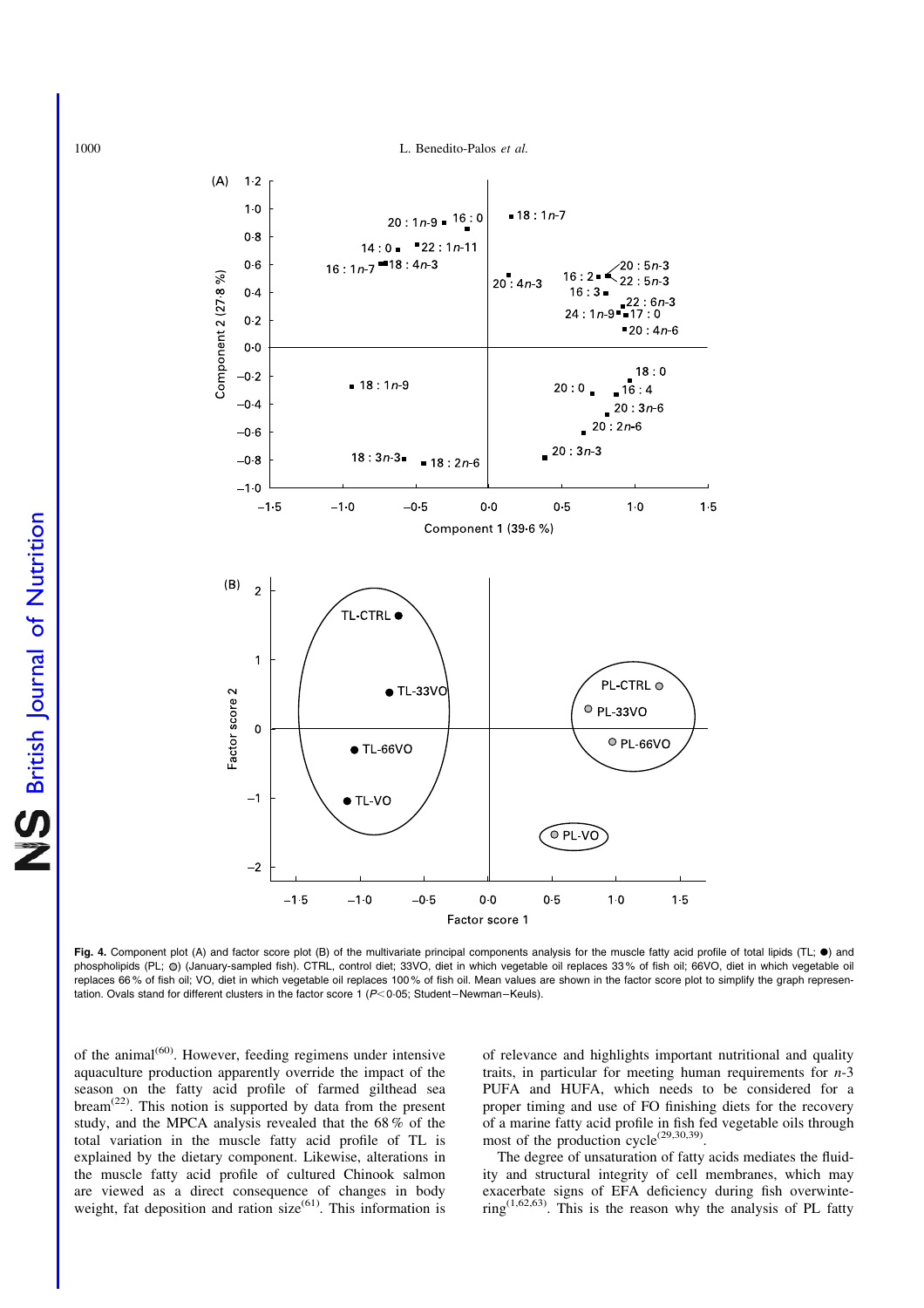**Fig. 4.** Component plot (A) and factor score plot (B) of the multivariate principal components analysis for the muscle fatty acid profile of total lipids (TL; ●) and phospholipids (PL; ◎) (January-sampled fish). CTRL, control diet; 33VO, diet in which vegetable oil replaces 33 % of fish oil; 66VO, diet in which vegetable oil replaces 66 % of fish oil; VO, diet in which vegetable oil replaces 100 % of fish oil. Mean values are shown in the factor score plot to simplify the graph representation. Ovals stand for different clusters in the factor score 1 ($P < 0.05$; Student–Newman–Keuls).

of the animal[60]. However, feeding regimens under intensive aquaculture production apparently override the impact of the season on the fatty acid profile of farmed gilthead sea bream[22]. This notion is supported by data from the present study, and the MPCA analysis revealed that the 68 % of the total variation in the muscle fatty acid profile of TL is explained by the dietary component. Likewise, alterations in the muscle fatty acid profile of cultured Chinook salmon are viewed as a direct consequence of changes in body weight, fat deposition and ration size[61]. This information is of relevance and highlights important nutritional and quality traits, in particular for meeting human requirements for *n*-3 PUFA and HUFA, which needs to be considered for a proper timing and use of FO finishing diets for the recovery of a marine fatty acid profile in fish fed vegetable oils through most of the production cycle[29,30,39].

The degree of unsaturation of fatty acids mediates the fluidity and structural integrity of cell membranes, which may exacerbate signs of EFA deficiency during fish overwintering[1,62,63]. This is the reason why the analysis of PL fatty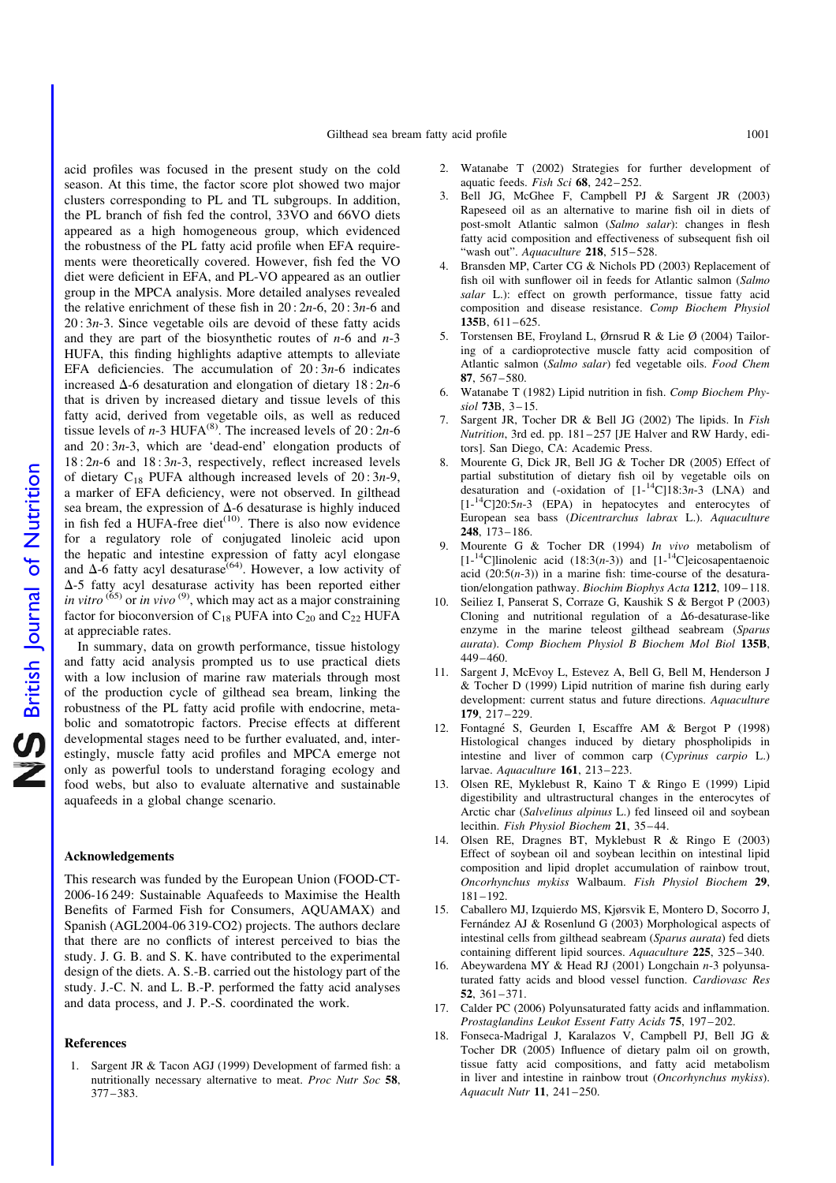acid profiles was focused in the present study on the cold season. At this time, the factor score plot showed two major clusters corresponding to PL and TL subgroups. In addition, the PL branch of fish fed the control, 33VO and 66VO diets appeared as a high homogeneous group, which evidenced the robustness of the PL fatty acid profile when EFA requirements were theoretically covered. However, fish fed the VO diet were deficient in EFA, and PL-VO appeared as an outlier group in the MPCA analysis. More detailed analyses revealed the relative enrichment of these fish in 20 : 2*n*-6, 20 : 3*n*-6 and 20 : 3*n*-3. Since vegetable oils are devoid of these fatty acids and they are part of the biosynthetic routes of *n*-6 and *n*-3 HUFA, this finding highlights adaptive attempts to alleviate EFA deficiencies. The accumulation of 20 : 3*n*-6 indicates increased Δ-6 desaturation and elongation of dietary 18 : 2*n*-6 that is driven by increased dietary and tissue levels of this fatty acid, derived from vegetable oils, as well as reduced tissue levels of *n*-3 HUFA[8]. The increased levels of 20 : 2*n*-6 and 20 : 3*n*-3, which are 'dead-end' elongation products of 18 : 2*n*-6 and 18 : 3*n*-3, respectively, reflect increased levels of dietary $C_{18}$ PUFA although increased levels of 20 : 3*n*-9, a marker of EFA deficiency, were not observed. In gilthead sea bream, the expression of Δ-6 desaturase is highly induced in fish fed a HUFA-free diet[10]. There is also now evidence for a regulatory role of conjugated linoleic acid upon the hepatic and intestine expression of fatty acyl elongase and Δ-6 fatty acyl desaturase[64]. However, a low activity of Δ-5 fatty acyl desaturase activity has been reported either *in vitro*[65] or *in vivo*[9], which may act as a major constraining factor for bioconversion of $C_{18}$ PUFA into $C_{20}$ and $C_{22}$ HUFA at appreciable rates.

In summary, data on growth performance, tissue histology and fatty acid analysis prompted us to use practical diets with a low inclusion of marine raw materials through most of the production cycle of gilthead sea bream, linking the robustness of the PL fatty acid profile with endocrine, metabolic and somatotropic factors. Precise effects at different developmental stages need to be further evaluated, and, interestingly, muscle fatty acid profiles and MPCA emerge not only as powerful tools to understand foraging ecology and food webs, but also to evaluate alternative and sustainable aquafeeds in a global change scenario.

## Acknowledgements

This research was funded by the European Union (FOOD-CT-2006-16 249: Sustainable Aquafeeds to Maximise the Health Benefits of Farmed Fish for Consumers, AQUAMAX) and Spanish (AGL2004-06 319-CO2) projects. The authors declare that there are no conflicts of interest perceived to bias the study. J. G. B. and S. K. have contributed to the experimental design of the diets. A. S.-B. carried out the histology part of the study. J.-C. N. and L. B.-P. performed the fatty acid analyses and data process, and J. P.-S. coordinated the work.

## References

1. Sargent JR & Tacon AGJ (1999) Development of farmed fish: a nutritionally necessary alternative to meat. *Proc Nutr Soc* **58**, 377–383.
2. Watanabe T (2002) Strategies for further development of aquatic feeds. *Fish Sci* **68**, 242–252.
3. Bell JG, McGhee F, Campbell PJ & Sargent JR (2003) Rapeseed oil as an alternative to marine fish oil in diets of post-smolt Atlantic salmon (*Salmo salar*): changes in flesh fatty acid composition and effectiveness of subsequent fish oil "wash out". *Aquaculture* **218**, 515–528.
4. Bransden MP, Carter CG & Nichols PD (2003) Replacement of fish oil with sunflower oil in feeds for Atlantic salmon (*Salmo salar* L.): effect on growth performance, tissue fatty acid composition and disease resistance. *Comp Biochem Physiol* **135B**, 611–625.
5. Torstensen BE, Froyland L, Ørnsrud R & Lie Ø (2004) Tailoring of a cardioprotective muscle fatty acid composition of Atlantic salmon (*Salmo salar*) fed vegetable oils. *Food Chem* **87**, 567–580.
6. Watanabe T (1982) Lipid nutrition in fish. *Comp Biochem Physiol* **73B**, 3–15.
7. Sargent JR, Tocher DR & Bell JG (2002) The lipids. In *Fish Nutrition*, 3rd ed. pp. 181–257 [JE Halver and RW Hardy, editors]. San Diego, CA: Academic Press.
8. Mourente G, Dick JR, Bell JG & Tocher DR (2005) Effect of partial substitution of dietary fish oil by vegetable oils on desaturation and (-oxidation of [1-$^{14}$C]18:3*n*-3 (LNA) and [1-$^{14}$C]20:5*n*-3 (EPA) in hepatocytes and enterocytes of European sea bass (*Dicentrarchus labrax* L.). *Aquaculture* **248**, 173–186.
9. Mourente G & Tocher DR (1994) *In vivo* metabolism of [1-$^{14}$C]linolenic acid (18:3(*n*-3)) and [1-$^{14}$C]eicosapentaenoic acid (20:5(*n*-3)) in a marine fish: time-course of the desaturation/elongation pathway. *Biochim Biophys Acta* **1212**, 109–118.
10. Seiliez I, Panserat S, Corraze G, Kaushik S & Bergot P (2003) Cloning and nutritional regulation of a Δ6-desaturase-like enzyme in the marine teleost gilthead seabream (*Sparus aurata*). *Comp Biochem Physiol B Biochem Mol Biol* **135B**, 449–460.
11. Sargent J, McEvoy L, Estevez A, Bell G, Bell M, Henderson J & Tocher D (1999) Lipid nutrition of marine fish during early development: current status and future directions. *Aquaculture* **179**, 217–229.
12. Fontagné S, Geurden I, Escaffre AM & Bergot P (1998) Histological changes induced by dietary phospholipids in intestine and liver of common carp (*Cyprinus carpio* L.) larvae. *Aquaculture* **161**, 213–223.
13. Olsen RE, Myklebust R, Kaino T & Ringo E (1999) Lipid digestibility and ultrastructural changes in the enterocytes of Arctic char (*Salvelinus alpinus* L.) fed linseed oil and soybean lecithin. *Fish Physiol Biochem* **21**, 35–44.
14. Olsen RE, Dragnes BT, Myklebust R & Ringo E (2003) Effect of soybean oil and soybean lecithin on intestinal lipid composition and lipid droplet accumulation of rainbow trout, *Oncorhynchus mykiss* Walbaum. *Fish Physiol Biochem* **29**, 181–192.
15. Caballero MJ, Izquierdo MS, Kjørsvik E, Montero D, Socorro J, Fernández AJ & Rosenlund G (2003) Morphological aspects of intestinal cells from gilthead seabream (*Sparus aurata*) fed diets containing different lipid sources. *Aquaculture* **225**, 325–340.
16. Abeywardena MY & Head RJ (2001) Longchain *n*-3 polyunsaturated fatty acids and blood vessel function. *Cardiovasc Res* **52**, 361–371.
17. Calder PC (2006) Polyunsaturated fatty acids and inflammation. *Prostaglandins Leukot Essent Fatty Acids* **75**, 197–202.
18. Fonseca-Madrigal J, Karalazos V, Campbell PJ, Bell JG & Tocher DR (2005) Influence of dietary palm oil on growth, tissue fatty acid compositions, and fatty acid metabolism in liver and intestine in rainbow trout (*Oncorhynchus mykiss*). *Aquacult Nutr* **11**, 241–250.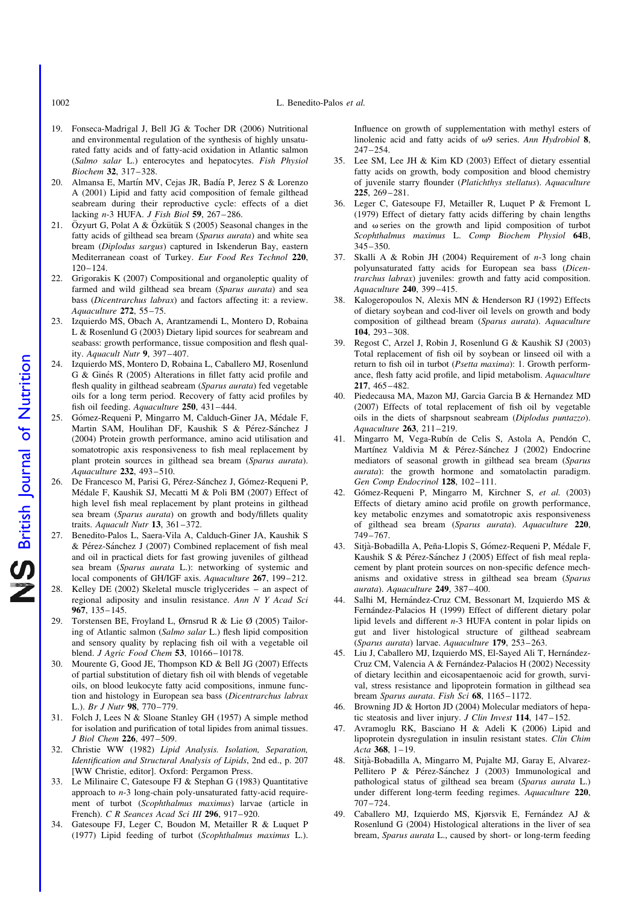19. Fonseca-Madrigal J, Bell JG & Tocher DR (2006) Nutritional and environmental regulation of the synthesis of highly unsaturated fatty acids and of fatty-acid oxidation in Atlantic salmon (*Salmo salar* L.) enterocytes and hepatocytes. *Fish Physiol Biochem* **32**, 317–328.
20. Almansa E, Martín MV, Cejas JR, Badía P, Jerez S & Lorenzo A (2001) Lipid and fatty acid composition of female gilthead seabream during their reproductive cycle: effects of a diet lacking *n*-3 HUFA. *J Fish Biol* **59**, 267–286.
21. Özyurt G, Polat A & Özkütük S (2005) Seasonal changes in the fatty acids of gilthead sea bream (*Sparus aurata*) and white sea bream (*Diplodus sargus*) captured in Iskenderun Bay, eastern Mediterranean coast of Turkey. *Eur Food Res Technol* **220**, 120–124.
22. Grigorakis K (2007) Compositional and organoleptic quality of farmed and wild gilthead sea bream (*Sparus aurata*) and sea bass (*Dicentrarchus labrax*) and factors affecting it: a review. *Aquaculture* **272**, 55–75.
23. Izquierdo MS, Obach A, Arantzamendi L, Montero D, Robaina L & Rosenlund G (2003) Dietary lipid sources for seabream and seabass: growth performance, tissue composition and flesh quality. *Aquacult Nutr* **9**, 397–407.
24. Izquierdo MS, Montero D, Robaina L, Caballero MJ, Rosenlund G & Ginés R (2005) Alterations in fillet fatty acid profile and flesh quality in gilthead seabream (*Sparus aurata*) fed vegetable oils for a long term period. Recovery of fatty acid profiles by fish oil feeding. *Aquaculture* **250**, 431–444.
25. Gómez-Requeni P, Mingarro M, Calduch-Giner JA, Médale F, Martin SAM, Houlihan DF, Kaushik S & Pérez-Sánchez J (2004) Protein growth performance, amino acid utilisation and somatotropic axis responsiveness to fish meal replacement by plant protein sources in gilthead sea bream (*Sparus aurata*). *Aquaculture* **232**, 493–510.
26. De Francesco M, Parisi G, Pérez-Sánchez J, Gómez-Requeni P, Médale F, Kaushik SJ, Mecatti M & Poli BM (2007) Effect of high level fish meal replacement by plant proteins in gilthead sea bream (*Sparus aurata*) on growth and body/fillets quality traits. *Aquacult Nutr* **13**, 361–372.
27. Benedito-Palos L, Saera-Vila A, Calduch-Giner JA, Kaushik S & Pérez-Sánchez J (2007) Combined replacement of fish meal and oil in practical diets for fast growing juveniles of gilthead sea bream (*Sparus aurata* L.): networking of systemic and local components of GH/IGF axis. *Aquaculture* **267**, 199–212.
28. Kelley DE (2002) Skeletal muscle triglycerides – an aspect of regional adiposity and insulin resistance. *Ann N Y Acad Sci* **967**, 135–145.
29. Torstensen BE, Froyland L, Ørnsrud R & Lie Ø (2005) Tailoring of Atlantic salmon (*Salmo salar* L.) flesh lipid composition and sensory quality by replacing fish oil with a vegetable oil blend. *J Agric Food Chem* **53**, 10166–10178.
30. Mourente G, Good JE, Thompson KD & Bell JG (2007) Effects of partial substitution of dietary fish oil with blends of vegetable oils, on blood leukocyte fatty acid compositions, inmune function and histology in European sea bass (*Dicentrarchus labrax* L.). *Br J Nutr* **98**, 770–779.
31. Folch J, Lees N & Sloane Stanley GH (1957) A simple method for isolation and purification of total lipides from animal tissues. *J Biol Chem* **226**, 497–509.
32. Christie WW (1982) *Lipid Analysis. Isolation, Separation, Identification and Structural Analysis of Lipids*, 2nd ed., p. 207 [WW Christie, editor]. Oxford: Pergamon Press.
33. Le Milinaire C, Gatesoupe FJ & Stephan G (1983) Quantitative approach to *n*-3 long-chain poly-unsaturated fatty-acid requirement of turbot (*Scophthalmus maximus*) larvae (article in French). *C R Seances Acad Sci III* **296**, 917–920.
34. Gatesoupe FJ, Leger C, Boudon M, Metailler R & Luquet P (1977) Lipid feeding of turbot (*Scophthalmus maximus* L.). Influence on growth of supplementation with methyl esters of linolenic acid and fatty acids of ω9 series. *Ann Hydrobiol* **8**, 247–254.
35. Lee SM, Lee JH & Kim KD (2003) Effect of dietary essential fatty acids on growth, body composition and blood chemistry of juvenile starry flounder (*Platichthys stellatus*). *Aquaculture* **225**, 269–281.
36. Leger C, Gatesoupe FJ, Metailler R, Luquet P & Fremont L (1979) Effect of dietary fatty acids differing by chain lengths and ω series on the growth and lipid composition of turbot *Scophthalmus maximus* L. *Comp Biochem Physiol* **64**B, 345–350.
37. Skalli A & Robin JH (2004) Requirement of *n*-3 long chain polyunsaturated fatty acids for European sea bass (*Dicentrarchus labrax*) juveniles: growth and fatty acid composition. *Aquaculture* **240**, 399–415.
38. Kalogeropoulos N, Alexis MN & Henderson RJ (1992) Effects of dietary soybean and cod-liver oil levels on growth and body composition of gilthead bream (*Sparus aurata*). *Aquaculture* **104**, 293–308.
39. Regost C, Arzel J, Robin J, Rosenlund G & Kaushik SJ (2003) Total replacement of fish oil by soybean or linseed oil with a return to fish oil in turbot (*Psetta maxima*): 1. Growth performance, flesh fatty acid profile, and lipid metabolism. *Aquaculture* **217**, 465–482.
40. Piedecausa MA, Mazon MJ, Garcia Garcia B & Hernandez MD (2007) Effects of total replacement of fish oil by vegetable oils in the diets of sharpsnout seabream (*Diplodus puntazzo*). *Aquaculture* **263**, 211–219.
41. Mingarro M, Vega-Rubín de Celis S, Astola A, Pendón C, Martínez Valdivia M & Pérez-Sánchez J (2002) Endocrine mediators of seasonal growth in gilthead sea bream (*Sparus aurata*): the growth hormone and somatolactin paradigm. *Gen Comp Endocrinol* **128**, 102–111.
42. Gómez-Requeni P, Mingarro M, Kirchner S, *et al.* (2003) Effects of dietary amino acid profile on growth performance, key metabolic enzymes and somatotropic axis responsiveness of gilthead sea bream (*Sparus aurata*). *Aquaculture* **220**, 749–767.
43. Sitjà-Bobadilla A, Peña-Llopis S, Gómez-Requeni P, Médale F, Kaushik S & Pérez-Sánchez J (2005) Effect of fish meal replacement by plant protein sources on non-specific defence mechanisms and oxidative stress in gilthead sea bream (*Sparus aurata*). *Aquaculture* **249**, 387–400.
44. Salhi M, Hernández-Cruz CM, Bessonart M, Izquierdo MS & Fernández-Palacios H (1999) Effect of different dietary polar lipid levels and different *n*-3 HUFA content in polar lipids on gut and liver histological structure of gilthead seabream (*Sparus aurata*) larvae. *Aquaculture* **179**, 253–263.
45. Liu J, Caballero MJ, Izquierdo MS, El-Sayed Ali T, Hernández-Cruz CM, Valencia A & Fernández-Palacios H (2002) Necessity of dietary lecithin and eicosapentaenoic acid for growth, survival, stress resistance and lipoprotein formation in gilthead sea bream *Sparus aurata*. *Fish Sci* **68**, 1165–1172.
46. Browning JD & Horton JD (2004) Molecular mediators of hepatic steatosis and liver injury. *J Clin Invest* **114**, 147–152.
47. Avramoglu RK, Basciano H & Adeli K (2006) Lipid and lipoprotein dysregulation in insulin resistant states. *Clin Chim Acta* **368**, 1–19.
48. Sitjà-Bobadilla A, Mingarro M, Pujalte MJ, Garay E, Alvarez-Pellitero P & Pérez-Sánchez J (2003) Immunological and pathological status of gilthead sea bream (*Sparus aurata* L.) under different long-term feeding regimes. *Aquaculture* **220**, 707–724.
49. Caballero MJ, Izquierdo MS, Kjørsvik E, Fernández AJ & Rosenlund G (2004) Histological alterations in the liver of sea bream, *Sparus aurata* L., caused by short- or long-term feeding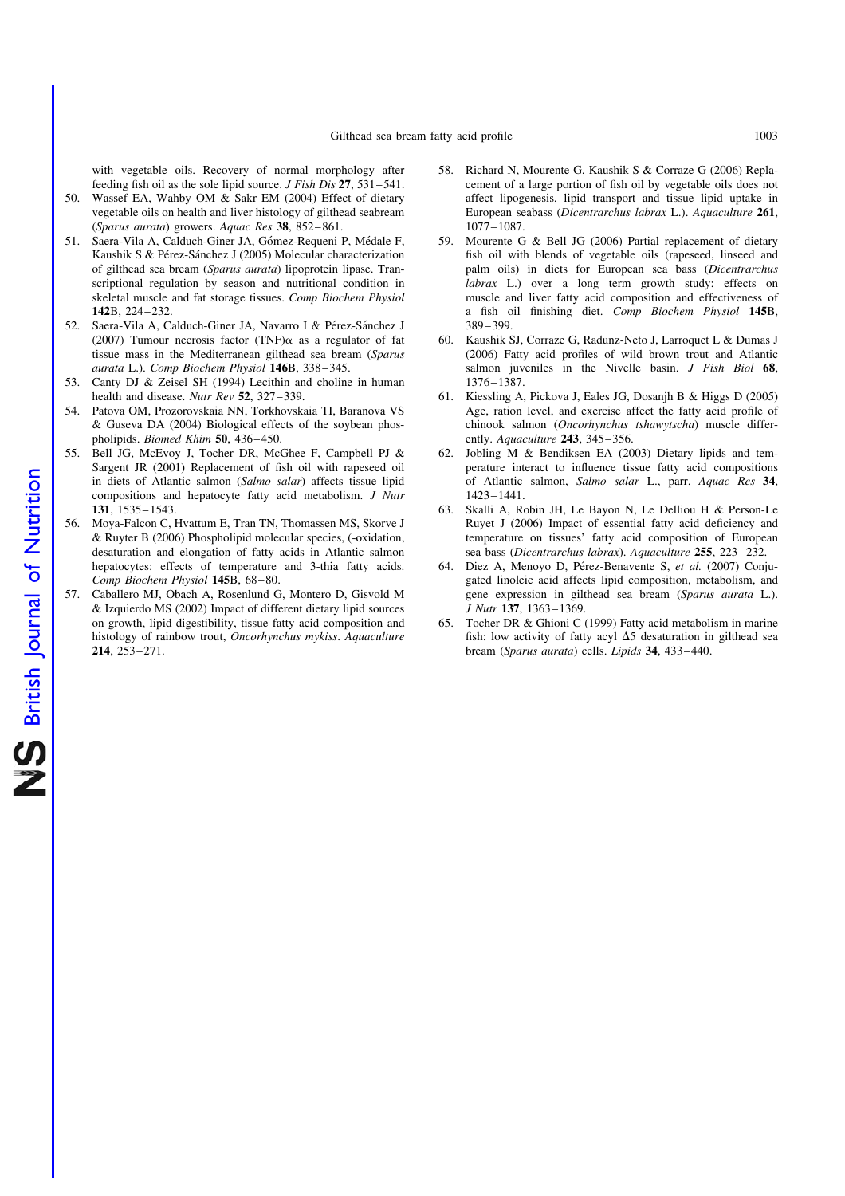with vegetable oils. Recovery of normal morphology after feeding fish oil as the sole lipid source. *J Fish Dis* **27**, 531–541.

50. Wassef EA, Wahby OM & Sakr EM (2004) Effect of dietary vegetable oils on health and liver histology of gilthead seabream (*Sparus aurata*) growers. *Aquac Res* **38**, 852–861.
51. Saera-Vila A, Calduch-Giner JA, Gómez-Requeni P, Médale F, Kaushik S & Pérez-Sánchez J (2005) Molecular characterization of gilthead sea bream (*Sparus aurata*) lipoprotein lipase. Transcriptional regulation by season and nutritional condition in skeletal muscle and fat storage tissues. *Comp Biochem Physiol* **142**B, 224–232.
52. Saera-Vila A, Calduch-Giner JA, Navarro I & Pérez-Sánchez J (2007) Tumour necrosis factor (TNF)α as a regulator of fat tissue mass in the Mediterranean gilthead sea bream (*Sparus aurata* L.). *Comp Biochem Physiol* **146**B, 338–345.
53. Canty DJ & Zeisel SH (1994) Lecithin and choline in human health and disease. *Nutr Rev* **52**, 327–339.
54. Patova OM, Prozorovskaia NN, Torkhovskaia TI, Baranova VS & Guseva DA (2004) Biological effects of the soybean phospholipids. *Biomed Khim* **50**, 436–450.
55. Bell JG, McEvoy J, Tocher DR, McGhee F, Campbell PJ & Sargent JR (2001) Replacement of fish oil with rapeseed oil in diets of Atlantic salmon (*Salmo salar*) affects tissue lipid compositions and hepatocyte fatty acid metabolism. *J Nutr* **131**, 1535–1543.
56. Moya-Falcon C, Hvattum E, Tran TN, Thomassen MS, Skorve J & Ruyter B (2006) Phospholipid molecular species, (-oxidation, desaturation and elongation of fatty acids in Atlantic salmon hepatocytes: effects of temperature and 3-thia fatty acids. *Comp Biochem Physiol* **145**B, 68–80.
57. Caballero MJ, Obach A, Rosenlund G, Montero D, Gisvold M & Izquierdo MS (2002) Impact of different dietary lipid sources on growth, lipid digestibility, tissue fatty acid composition and histology of rainbow trout, *Oncorhynchus mykiss*. *Aquaculture* **214**, 253–271.
58. Richard N, Mourente G, Kaushik S & Corraze G (2006) Replacement of a large portion of fish oil by vegetable oils does not affect lipogenesis, lipid transport and tissue lipid uptake in European seabass (*Dicentrarchus labrax* L.). *Aquaculture* **261**, 1077–1087.
59. Mourente G & Bell JG (2006) Partial replacement of dietary fish oil with blends of vegetable oils (rapeseed, linseed and palm oils) in diets for European sea bass (*Dicentrarchus labrax* L.) over a long term growth study: effects on muscle and liver fatty acid composition and effectiveness of a fish oil finishing diet. *Comp Biochem Physiol* **145**B, 389–399.
60. Kaushik SJ, Corraze G, Radunz-Neto J, Larroquet L & Dumas J (2006) Fatty acid profiles of wild brown trout and Atlantic salmon juveniles in the Nivelle basin. *J Fish Biol* **68**, 1376–1387.
61. Kiessling A, Pickova J, Eales JG, Dosanjh B & Higgs D (2005) Age, ration level, and exercise affect the fatty acid profile of chinook salmon (*Oncorhynchus tshawytscha*) muscle differently. *Aquaculture* **243**, 345–356.
62. Jobling M & Bendiksen EA (2003) Dietary lipids and temperature interact to influence tissue fatty acid compositions of Atlantic salmon, *Salmo salar* L., parr. *Aquac Res* **34**, 1423–1441.
63. Skalli A, Robin JH, Le Bayon N, Le Delliou H & Person-Le Ruyet J (2006) Impact of essential fatty acid deficiency and temperature on tissues' fatty acid composition of European sea bass (*Dicentrarchus labrax*). *Aquaculture* **255**, 223–232.
64. Diez A, Menoyo D, Pérez-Benavente S, *et al.* (2007) Conjugated linoleic acid affects lipid composition, metabolism, and gene expression in gilthead sea bream (*Sparus aurata* L.). *J Nutr* **137**, 1363–1369.
65. Tocher DR & Ghioni C (1999) Fatty acid metabolism in marine fish: low activity of fatty acyl Δ5 desaturation in gilthead sea bream (*Sparus aurata*) cells. *Lipids* **34**, 433–440.